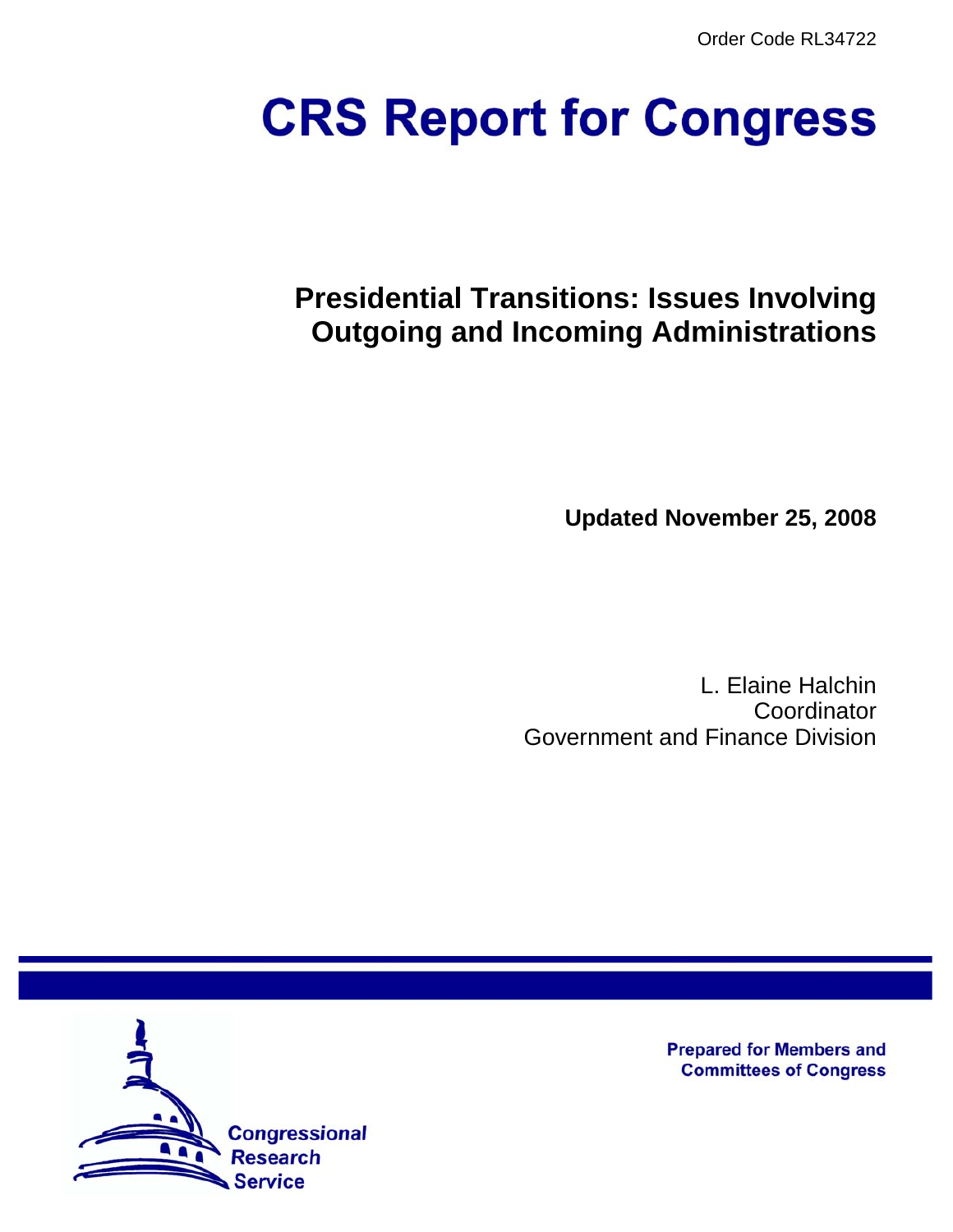Order Code RL34722

# CRS Report for Congress

## Presidential Transitions: Issues Involving Outgoing and Incoming Administrations

**Updated November 25, 2008**

L. Elaine Halchin
Coordinator
Government and Finance Division

**Prepared for Members and Committees of Congress**

Congressional Research Service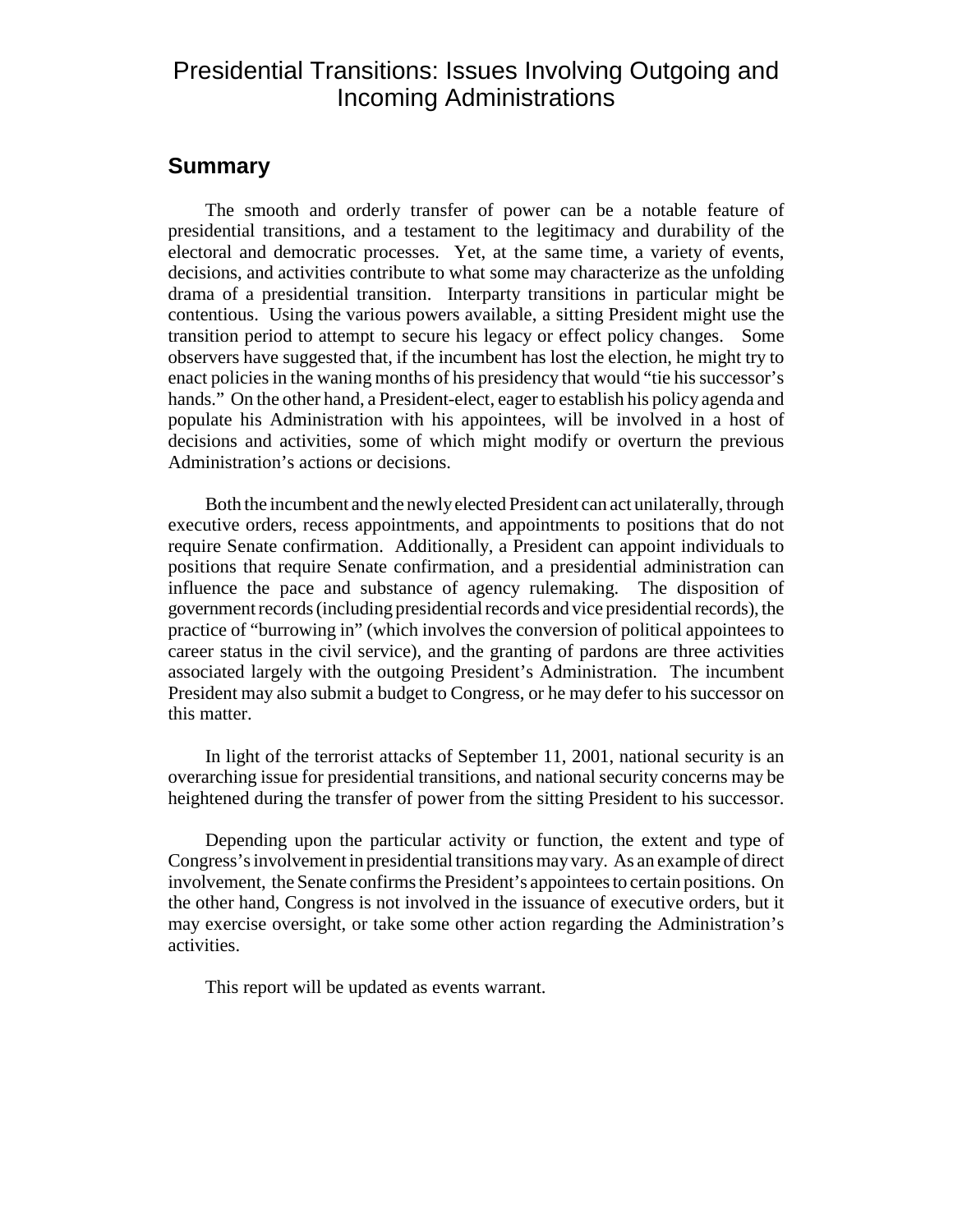# Presidential Transitions: Issues Involving Outgoing and Incoming Administrations

## Summary

The smooth and orderly transfer of power can be a notable feature of presidential transitions, and a testament to the legitimacy and durability of the electoral and democratic processes. Yet, at the same time, a variety of events, decisions, and activities contribute to what some may characterize as the unfolding drama of a presidential transition. Interparty transitions in particular might be contentious. Using the various powers available, a sitting President might use the transition period to attempt to secure his legacy or effect policy changes. Some observers have suggested that, if the incumbent has lost the election, he might try to enact policies in the waning months of his presidency that would "tie his successor's hands." On the other hand, a President-elect, eager to establish his policy agenda and populate his Administration with his appointees, will be involved in a host of decisions and activities, some of which might modify or overturn the previous Administration's actions or decisions.

Both the incumbent and the newly elected President can act unilaterally, through executive orders, recess appointments, and appointments to positions that do not require Senate confirmation. Additionally, a President can appoint individuals to positions that require Senate confirmation, and a presidential administration can influence the pace and substance of agency rulemaking. The disposition of government records (including presidential records and vice presidential records), the practice of "burrowing in" (which involves the conversion of political appointees to career status in the civil service), and the granting of pardons are three activities associated largely with the outgoing President's Administration. The incumbent President may also submit a budget to Congress, or he may defer to his successor on this matter.

In light of the terrorist attacks of September 11, 2001, national security is an overarching issue for presidential transitions, and national security concerns may be heightened during the transfer of power from the sitting President to his successor.

Depending upon the particular activity or function, the extent and type of Congress's involvement in presidential transitions may vary. As an example of direct involvement, the Senate confirms the President's appointees to certain positions. On the other hand, Congress is not involved in the issuance of executive orders, but it may exercise oversight, or take some other action regarding the Administration's activities.

This report will be updated as events warrant.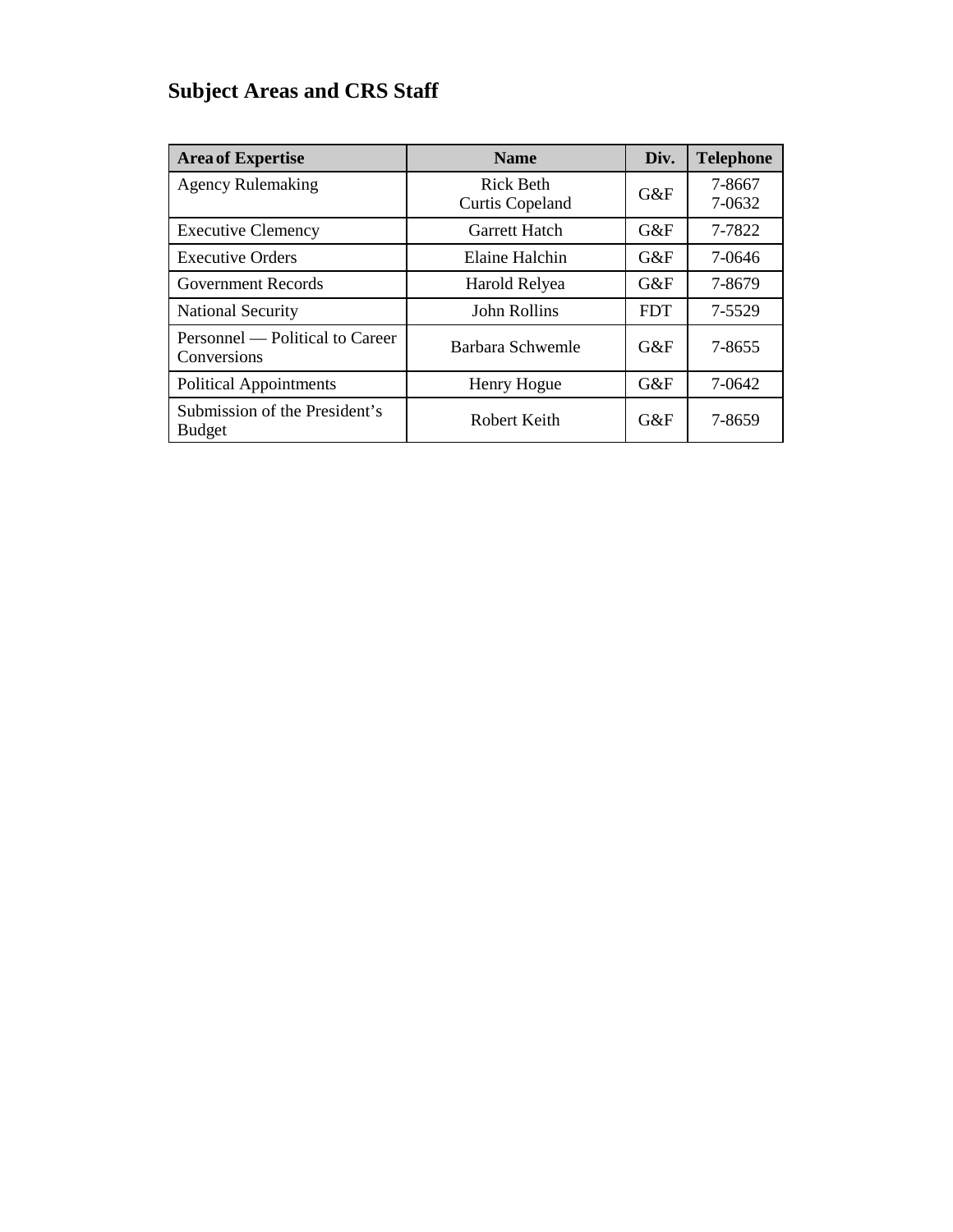## Subject Areas and CRS Staff

| Area of Expertise | Name | Div. | Telephone |
|---|---|---|---|
| Agency Rulemaking | Rick Beth<br>Curtis Copeland | G&F | 7-8667<br>7-0632 |
| Executive Clemency | Garrett Hatch | G&F | 7-7822 |
| Executive Orders | Elaine Halchin | G&F | 7-0646 |
| Government Records | Harold Relyea | G&F | 7-8679 |
| National Security | John Rollins | FDT | 7-5529 |
| Personnel — Political to Career Conversions | Barbara Schwemle | G&F | 7-8655 |
| Political Appointments | Henry Hogue | G&F | 7-0642 |
| Submission of the President's Budget | Robert Keith | G&F | 7-8659 |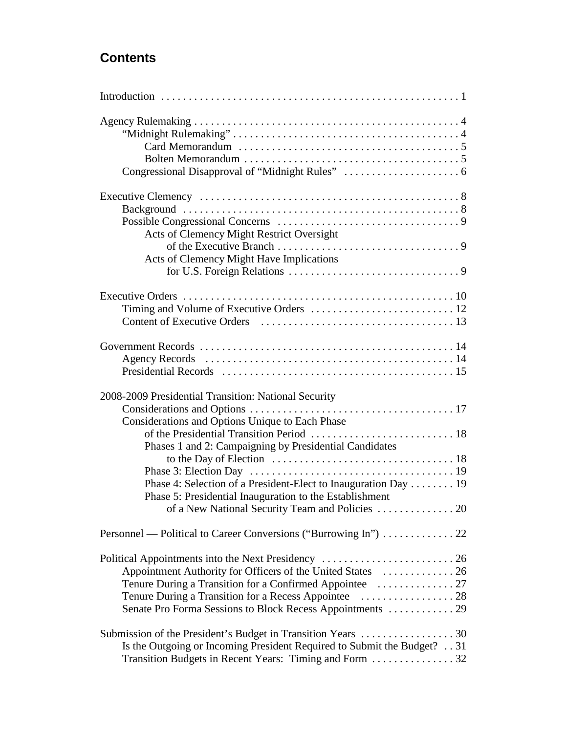## Contents

Introduction . . . . . . . . . . . . . . . . . . . . . . . . . . . . . . . . . . . . . . . . . . . . . . . . . . . . . 1

Agency Rulemaking . . . . . . . . . . . . . . . . . . . . . . . . . . . . . . . . . . . . . . . . . . . . . . . . 4
- "Midnight Rulemaking" . . . . . . . . . . . . . . . . . . . . . . . . . . . . . . . . . . . . . . . . . 4
  - Card Memorandum . . . . . . . . . . . . . . . . . . . . . . . . . . . . . . . . . . . . . . . 5
  - Bolten Memorandum . . . . . . . . . . . . . . . . . . . . . . . . . . . . . . . . . . . . . . 5
- Congressional Disapproval of "Midnight Rules" . . . . . . . . . . . . . . . . . . . . . 6

Executive Clemency . . . . . . . . . . . . . . . . . . . . . . . . . . . . . . . . . . . . . . . . . . . . . . 8
- Background . . . . . . . . . . . . . . . . . . . . . . . . . . . . . . . . . . . . . . . . . . . . . . . . . 8
- Possible Congressional Concerns . . . . . . . . . . . . . . . . . . . . . . . . . . . . . . . . 9
  - Acts of Clemency Might Restrict Oversight of the Executive Branch . . . . . . . . . . . . . . . . . . . . . . . . . . . . . . . . . 9
  - Acts of Clemency Might Have Implications for U.S. Foreign Relations . . . . . . . . . . . . . . . . . . . . . . . . . . . . . . . 9

Executive Orders . . . . . . . . . . . . . . . . . . . . . . . . . . . . . . . . . . . . . . . . . . . . . . . . 10
- Timing and Volume of Executive Orders . . . . . . . . . . . . . . . . . . . . . . . . . . 12
- Content of Executive Orders . . . . . . . . . . . . . . . . . . . . . . . . . . . . . . . . . . . 13

Government Records . . . . . . . . . . . . . . . . . . . . . . . . . . . . . . . . . . . . . . . . . . . . . 14
- Agency Records . . . . . . . . . . . . . . . . . . . . . . . . . . . . . . . . . . . . . . . . . . . . . 14
- Presidential Records . . . . . . . . . . . . . . . . . . . . . . . . . . . . . . . . . . . . . . . . . 15

2008-2009 Presidential Transition: National Security Considerations and Options . . . . . . . . . . . . . . . . . . . . . . . . . . . . . . . . . . . . . 17
- Considerations and Options Unique to Each Phase of the Presidential Transition Period . . . . . . . . . . . . . . . . . . . . . . . . . . 18
  - Phases 1 and 2: Campaigning by Presidential Candidates to the Day of Election . . . . . . . . . . . . . . . . . . . . . . . . . . . . . . . . 18
  - Phase 3: Election Day . . . . . . . . . . . . . . . . . . . . . . . . . . . . . . . . . . . . 19
  - Phase 4: Selection of a President-Elect to Inauguration Day . . . . . . . . 19
  - Phase 5: Presidential Inauguration to the Establishment of a New National Security Team and Policies . . . . . . . . . . . . . . 20

Personnel — Political to Career Conversions ("Burrowing In") . . . . . . . . . . . . . 22

Political Appointments into the Next Presidency . . . . . . . . . . . . . . . . . . . . . . . . 26
- Appointment Authority for Officers of the United States . . . . . . . . . . . . . 26
- Tenure During a Transition for a Confirmed Appointee . . . . . . . . . . . . . . 27
- Tenure During a Transition for a Recess Appointee . . . . . . . . . . . . . . . . . 28
- Senate Pro Forma Sessions to Block Recess Appointments . . . . . . . . . . . . 29

Submission of the President's Budget in Transition Years . . . . . . . . . . . . . . . . . 30
- Is the Outgoing or Incoming President Required to Submit the Budget? . . 31
- Transition Budgets in Recent Years: Timing and Form . . . . . . . . . . . . . . . 32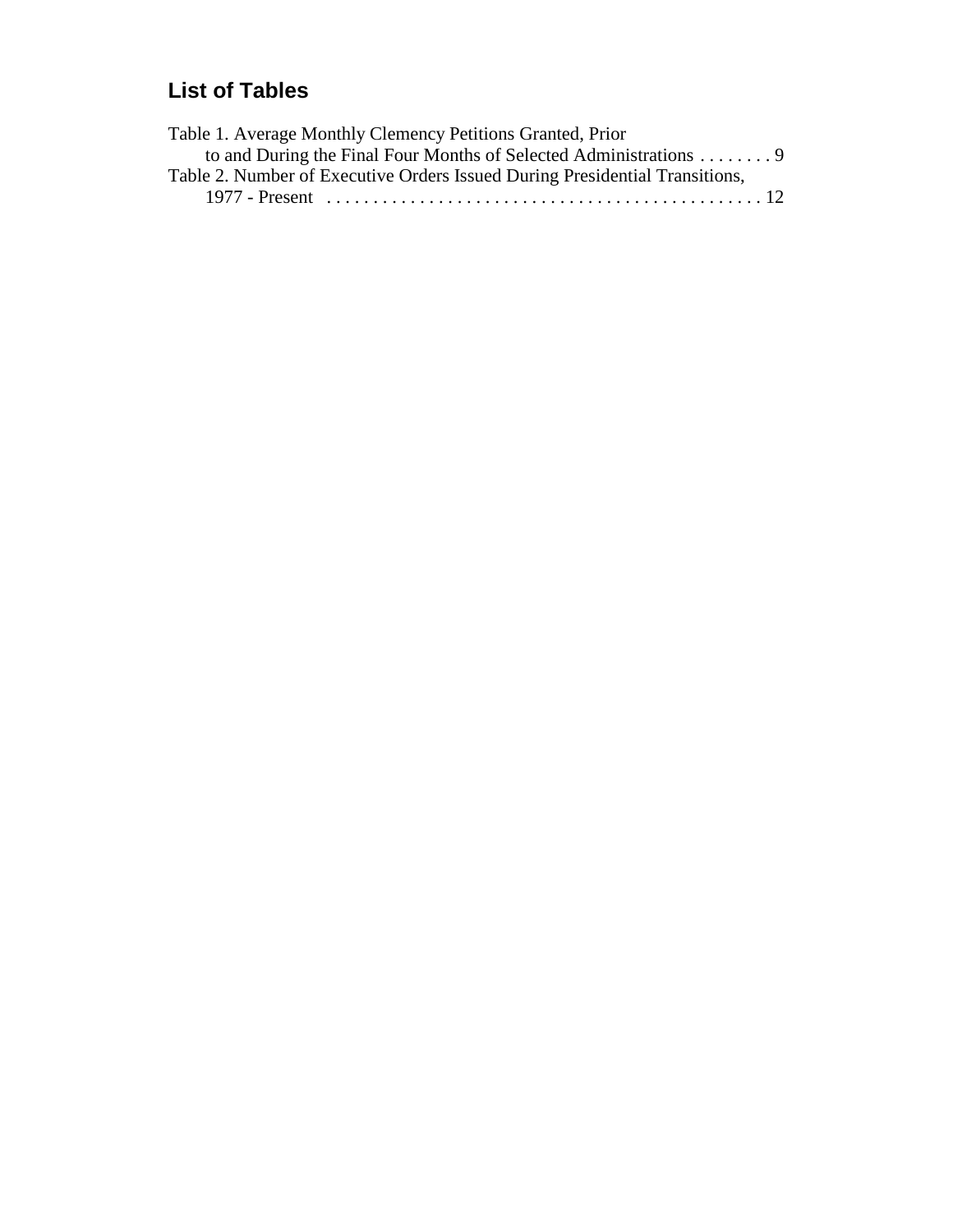## List of Tables

Table 1. Average Monthly Clemency Petitions Granted, Prior to and During the Final Four Months of Selected Administrations . . . . . . . . 9

Table 2. Number of Executive Orders Issued During Presidential Transitions, 1977 - Present . . . . . . . . . . . . . . . . . . . . . . . . . . . . . . . . . . . . . . . . . . . . . . 12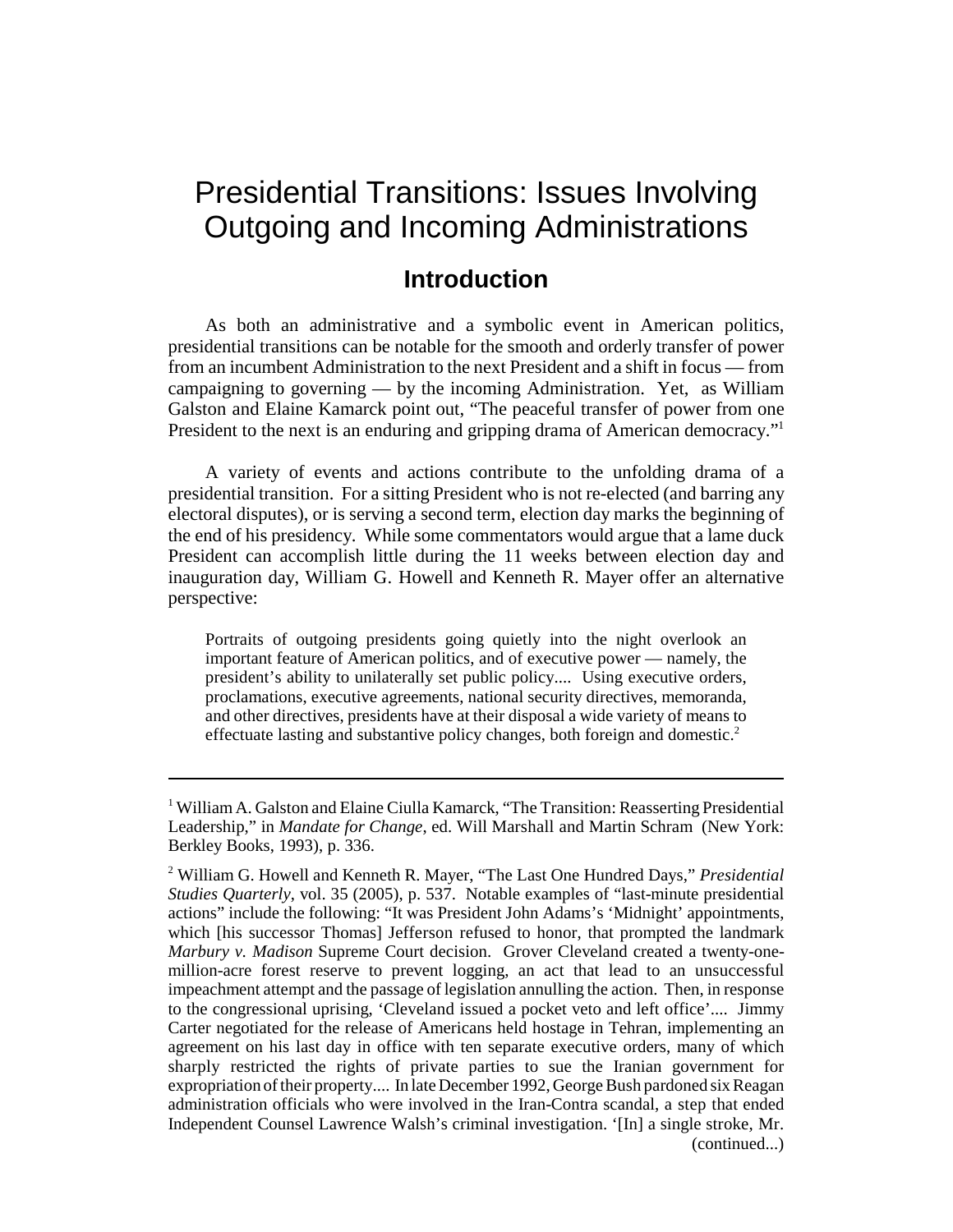# Presidential Transitions: Issues Involving Outgoing and Incoming Administrations

## Introduction

As both an administrative and a symbolic event in American politics, presidential transitions can be notable for the smooth and orderly transfer of power from an incumbent Administration to the next President and a shift in focus — from campaigning to governing — by the incoming Administration. Yet, as William Galston and Elaine Kamarck point out, "The peaceful transfer of power from one President to the next is an enduring and gripping drama of American democracy."[1]

A variety of events and actions contribute to the unfolding drama of a presidential transition. For a sitting President who is not re-elected (and barring any electoral disputes), or is serving a second term, election day marks the beginning of the end of his presidency. While some commentators would argue that a lame duck President can accomplish little during the 11 weeks between election day and inauguration day, William G. Howell and Kenneth R. Mayer offer an alternative perspective:

> Portraits of outgoing presidents going quietly into the night overlook an important feature of American politics, and of executive power — namely, the president's ability to unilaterally set public policy.... Using executive orders, proclamations, executive agreements, national security directives, memoranda, and other directives, presidents have at their disposal a wide variety of means to effectuate lasting and substantive policy changes, both foreign and domestic.[2]

---

[1] William A. Galston and Elaine Ciulla Kamarck, "The Transition: Reasserting Presidential Leadership," in *Mandate for Change*, ed. Will Marshall and Martin Schram (New York: Berkley Books, 1993), p. 336.

[2] William G. Howell and Kenneth R. Mayer, "The Last One Hundred Days," *Presidential Studies Quarterly*, vol. 35 (2005), p. 537. Notable examples of "last-minute presidential actions" include the following: "It was President John Adams's 'Midnight' appointments, which [his successor Thomas] Jefferson refused to honor, that prompted the landmark *Marbury v. Madison* Supreme Court decision. Grover Cleveland created a twenty-one-million-acre forest reserve to prevent logging, an act that lead to an unsuccessful impeachment attempt and the passage of legislation annulling the action. Then, in response to the congressional uprising, 'Cleveland issued a pocket veto and left office'.... Jimmy Carter negotiated for the release of Americans held hostage in Tehran, implementing an agreement on his last day in office with ten separate executive orders, many of which sharply restricted the rights of private parties to sue the Iranian government for expropriation of their property.... In late December 1992, George Bush pardoned six Reagan administration officials who were involved in the Iran-Contra scandal, a step that ended Independent Counsel Lawrence Walsh's criminal investigation. '[In] a single stroke, Mr. (continued...)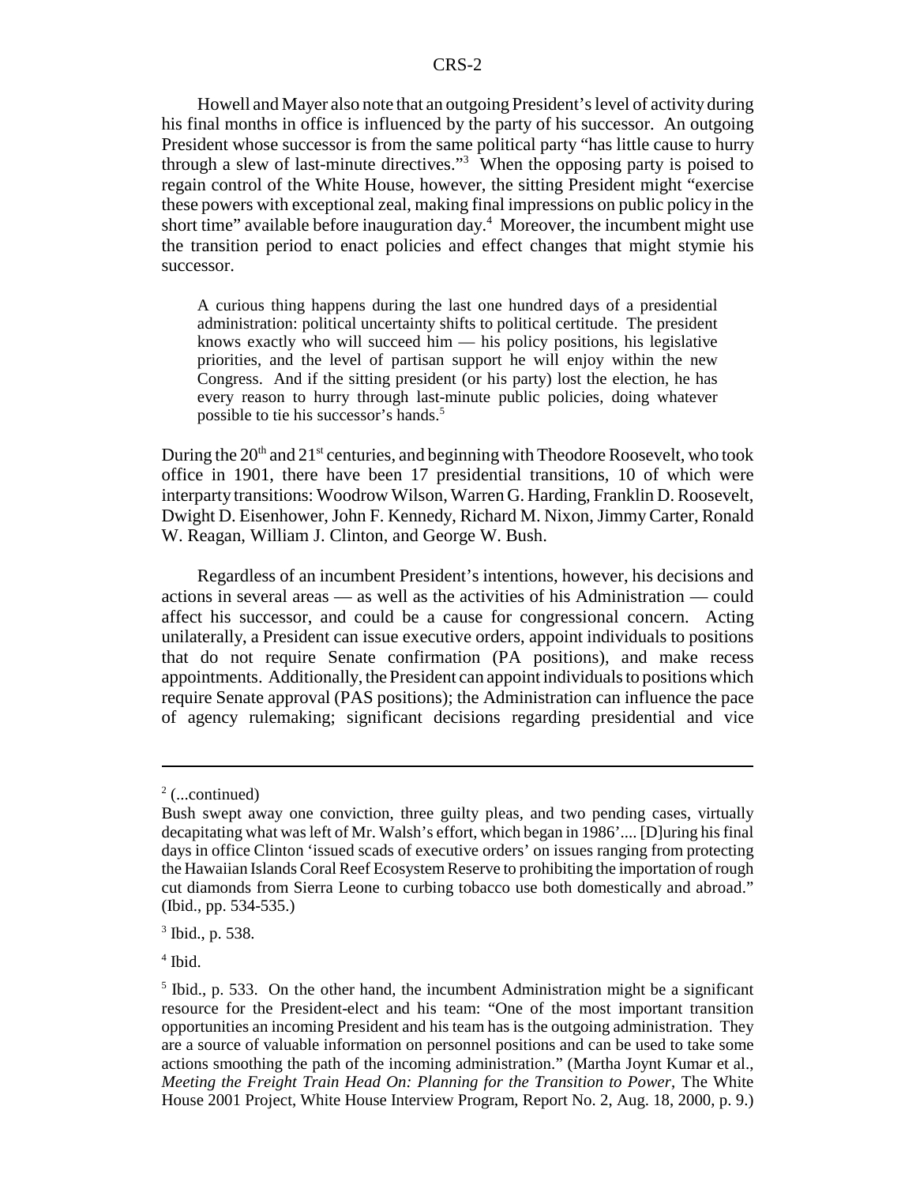Howell and Mayer also note that an outgoing President's level of activity during his final months in office is influenced by the party of his successor. An outgoing President whose successor is from the same political party "has little cause to hurry through a slew of last-minute directives."[3] When the opposing party is poised to regain control of the White House, however, the sitting President might "exercise these powers with exceptional zeal, making final impressions on public policy in the short time" available before inauguration day.[4] Moreover, the incumbent might use the transition period to enact policies and effect changes that might stymie his successor.

> A curious thing happens during the last one hundred days of a presidential administration: political uncertainty shifts to political certitude. The president knows exactly who will succeed him — his policy positions, his legislative priorities, and the level of partisan support he will enjoy within the new Congress. And if the sitting president (or his party) lost the election, he has every reason to hurry through last-minute public policies, doing whatever possible to tie his successor's hands.[5]

During the 20th and 21st centuries, and beginning with Theodore Roosevelt, who took office in 1901, there have been 17 presidential transitions, 10 of which were interparty transitions: Woodrow Wilson, Warren G. Harding, Franklin D. Roosevelt, Dwight D. Eisenhower, John F. Kennedy, Richard M. Nixon, Jimmy Carter, Ronald W. Reagan, William J. Clinton, and George W. Bush.

Regardless of an incumbent President's intentions, however, his decisions and actions in several areas — as well as the activities of his Administration — could affect his successor, and could be a cause for congressional concern. Acting unilaterally, a President can issue executive orders, appoint individuals to positions that do not require Senate confirmation (PA positions), and make recess appointments. Additionally, the President can appoint individuals to positions which require Senate approval (PAS positions); the Administration can influence the pace of agency rulemaking; significant decisions regarding presidential and vice

---

[2] (...continued)
Bush swept away one conviction, three guilty pleas, and two pending cases, virtually decapitating what was left of Mr. Walsh's effort, which began in 1986'.... [D]uring his final days in office Clinton 'issued scads of executive orders' on issues ranging from protecting the Hawaiian Islands Coral Reef Ecosystem Reserve to prohibiting the importation of rough cut diamonds from Sierra Leone to curbing tobacco use both domestically and abroad." (Ibid., pp. 534-535.)

[3] Ibid., p. 538.

[4] Ibid.

[5] Ibid., p. 533. On the other hand, the incumbent Administration might be a significant resource for the President-elect and his team: "One of the most important transition opportunities an incoming President and his team has is the outgoing administration. They are a source of valuable information on personnel positions and can be used to take some actions smoothing the path of the incoming administration." (Martha Joynt Kumar et al., *Meeting the Freight Train Head On: Planning for the Transition to Power*, The White House 2001 Project, White House Interview Program, Report No. 2, Aug. 18, 2000, p. 9.)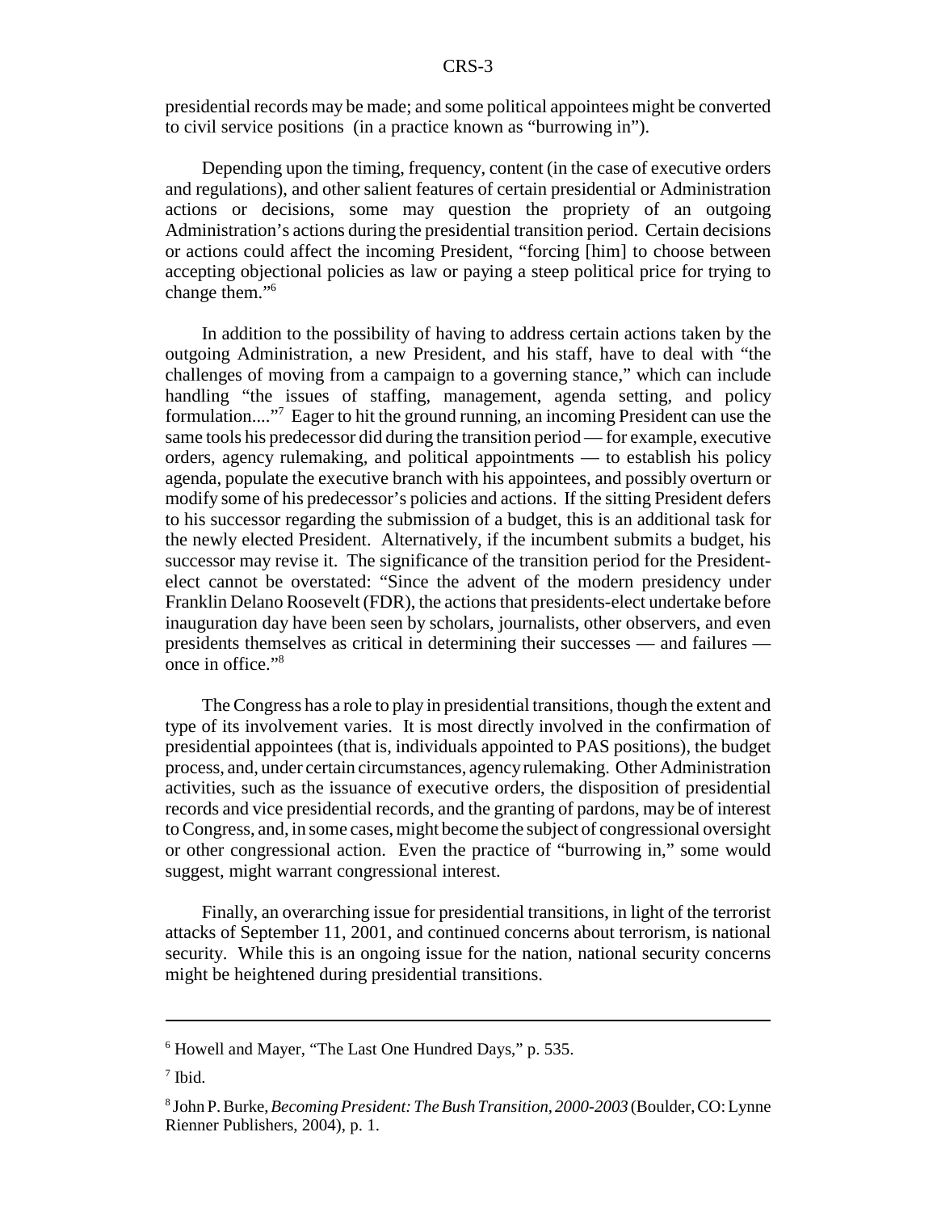presidential records may be made; and some political appointees might be converted to civil service positions (in a practice known as "burrowing in").

Depending upon the timing, frequency, content (in the case of executive orders and regulations), and other salient features of certain presidential or Administration actions or decisions, some may question the propriety of an outgoing Administration's actions during the presidential transition period. Certain decisions or actions could affect the incoming President, "forcing [him] to choose between accepting objectional policies as law or paying a steep political price for trying to change them."[6]

In addition to the possibility of having to address certain actions taken by the outgoing Administration, a new President, and his staff, have to deal with "the challenges of moving from a campaign to a governing stance," which can include handling "the issues of staffing, management, agenda setting, and policy formulation...."[7] Eager to hit the ground running, an incoming President can use the same tools his predecessor did during the transition period — for example, executive orders, agency rulemaking, and political appointments — to establish his policy agenda, populate the executive branch with his appointees, and possibly overturn or modify some of his predecessor's policies and actions. If the sitting President defers to his successor regarding the submission of a budget, this is an additional task for the newly elected President. Alternatively, if the incumbent submits a budget, his successor may revise it. The significance of the transition period for the President-elect cannot be overstated: "Since the advent of the modern presidency under Franklin Delano Roosevelt (FDR), the actions that presidents-elect undertake before inauguration day have been seen by scholars, journalists, other observers, and even presidents themselves as critical in determining their successes — and failures — once in office."[8]

The Congress has a role to play in presidential transitions, though the extent and type of its involvement varies. It is most directly involved in the confirmation of presidential appointees (that is, individuals appointed to PAS positions), the budget process, and, under certain circumstances, agency rulemaking. Other Administration activities, such as the issuance of executive orders, the disposition of presidential records and vice presidential records, and the granting of pardons, may be of interest to Congress, and, in some cases, might become the subject of congressional oversight or other congressional action. Even the practice of "burrowing in," some would suggest, might warrant congressional interest.

Finally, an overarching issue for presidential transitions, in light of the terrorist attacks of September 11, 2001, and continued concerns about terrorism, is national security. While this is an ongoing issue for the nation, national security concerns might be heightened during presidential transitions.

---

[6] Howell and Mayer, "The Last One Hundred Days," p. 535.

[7] Ibid.

[8] John P. Burke, *Becoming President: The Bush Transition, 2000-2003* (Boulder, CO: Lynne Rienner Publishers, 2004), p. 1.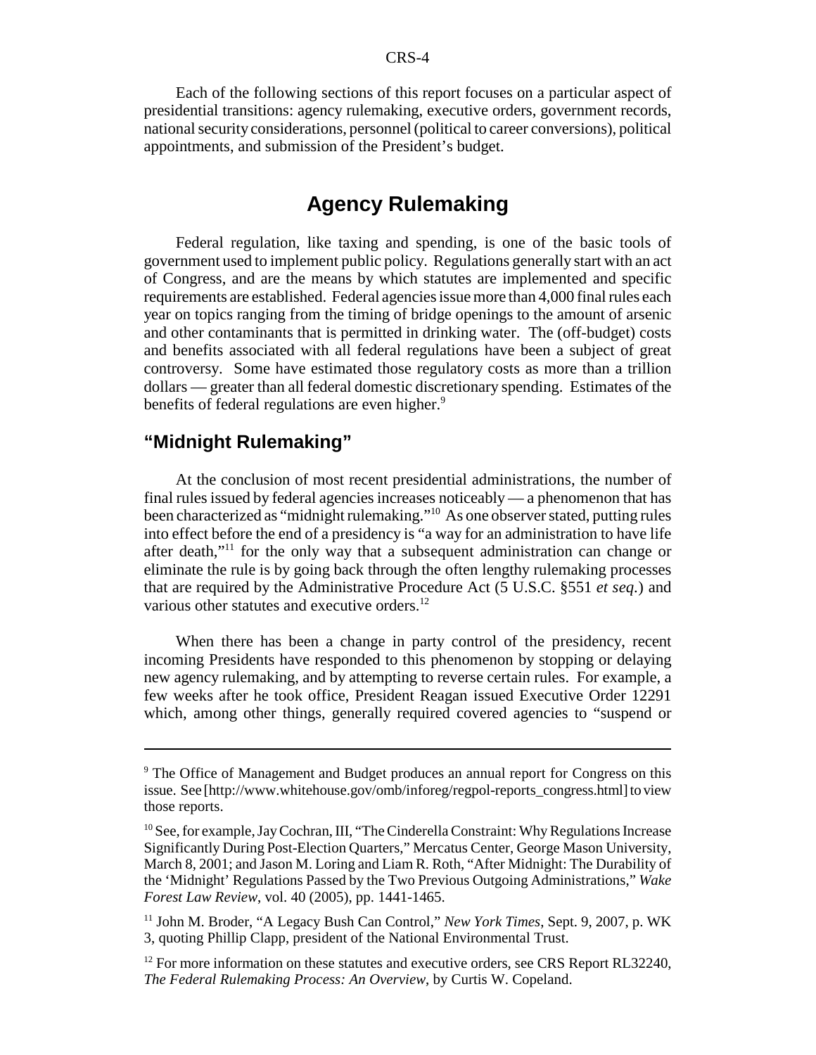Each of the following sections of this report focuses on a particular aspect of presidential transitions: agency rulemaking, executive orders, government records, national security considerations, personnel (political to career conversions), political appointments, and submission of the President's budget.

# Agency Rulemaking

Federal regulation, like taxing and spending, is one of the basic tools of government used to implement public policy. Regulations generally start with an act of Congress, and are the means by which statutes are implemented and specific requirements are established. Federal agencies issue more than 4,000 final rules each year on topics ranging from the timing of bridge openings to the amount of arsenic and other contaminants that is permitted in drinking water. The (off-budget) costs and benefits associated with all federal regulations have been a subject of great controversy. Some have estimated those regulatory costs as more than a trillion dollars — greater than all federal domestic discretionary spending. Estimates of the benefits of federal regulations are even higher.[9]

## "Midnight Rulemaking"

At the conclusion of most recent presidential administrations, the number of final rules issued by federal agencies increases noticeably — a phenomenon that has been characterized as "midnight rulemaking."[10] As one observer stated, putting rules into effect before the end of a presidency is "a way for an administration to have life after death,"[11] for the only way that a subsequent administration can change or eliminate the rule is by going back through the often lengthy rulemaking processes that are required by the Administrative Procedure Act (5 U.S.C. §551 *et seq.*) and various other statutes and executive orders.[12]

When there has been a change in party control of the presidency, recent incoming Presidents have responded to this phenomenon by stopping or delaying new agency rulemaking, and by attempting to reverse certain rules. For example, a few weeks after he took office, President Reagan issued Executive Order 12291 which, among other things, generally required covered agencies to "suspend or

---

[9] The Office of Management and Budget produces an annual report for Congress on this issue. See [http://www.whitehouse.gov/omb/inforeg/regpol-reports_congress.html] to view those reports.

[10] See, for example, Jay Cochran, III, "The Cinderella Constraint: Why Regulations Increase Significantly During Post-Election Quarters," Mercatus Center, George Mason University, March 8, 2001; and Jason M. Loring and Liam R. Roth, "After Midnight: The Durability of the 'Midnight' Regulations Passed by the Two Previous Outgoing Administrations," *Wake Forest Law Review*, vol. 40 (2005), pp. 1441-1465.

[11] John M. Broder, "A Legacy Bush Can Control," *New York Times*, Sept. 9, 2007, p. WK 3, quoting Phillip Clapp, president of the National Environmental Trust.

[12] For more information on these statutes and executive orders, see CRS Report RL32240, *The Federal Rulemaking Process: An Overview*, by Curtis W. Copeland.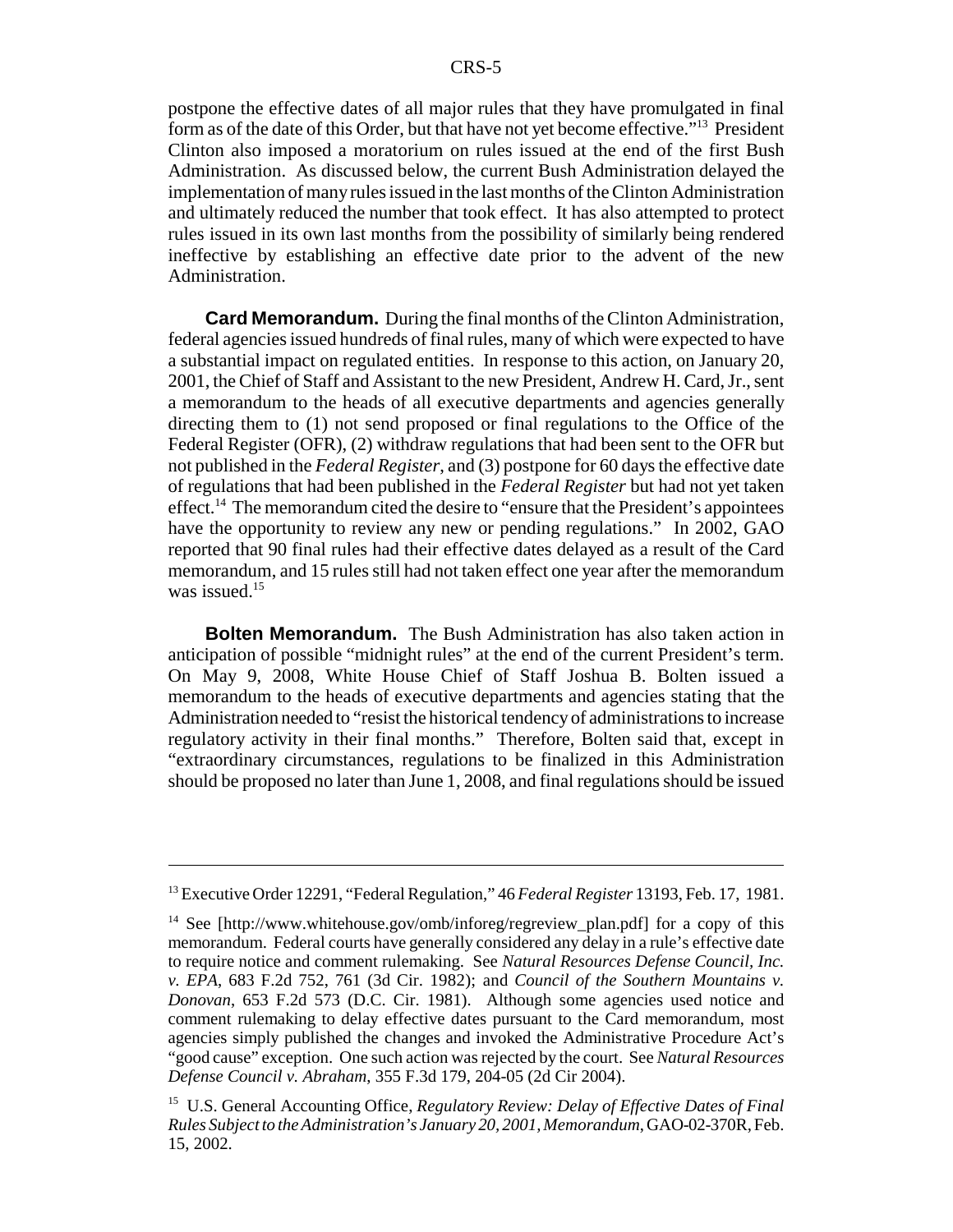postpone the effective dates of all major rules that they have promulgated in final form as of the date of this Order, but that have not yet become effective."[13] President Clinton also imposed a moratorium on rules issued at the end of the first Bush Administration. As discussed below, the current Bush Administration delayed the implementation of many rules issued in the last months of the Clinton Administration and ultimately reduced the number that took effect. It has also attempted to protect rules issued in its own last months from the possibility of similarly being rendered ineffective by establishing an effective date prior to the advent of the new Administration.

**Card Memorandum.** During the final months of the Clinton Administration, federal agencies issued hundreds of final rules, many of which were expected to have a substantial impact on regulated entities. In response to this action, on January 20, 2001, the Chief of Staff and Assistant to the new President, Andrew H. Card, Jr., sent a memorandum to the heads of all executive departments and agencies generally directing them to (1) not send proposed or final regulations to the Office of the Federal Register (OFR), (2) withdraw regulations that had been sent to the OFR but not published in the *Federal Register*, and (3) postpone for 60 days the effective date of regulations that had been published in the *Federal Register* but had not yet taken effect.[14] The memorandum cited the desire to "ensure that the President's appointees have the opportunity to review any new or pending regulations." In 2002, GAO reported that 90 final rules had their effective dates delayed as a result of the Card memorandum, and 15 rules still had not taken effect one year after the memorandum was issued.[15]

**Bolten Memorandum.** The Bush Administration has also taken action in anticipation of possible "midnight rules" at the end of the current President's term. On May 9, 2008, White House Chief of Staff Joshua B. Bolten issued a memorandum to the heads of executive departments and agencies stating that the Administration needed to "resist the historical tendency of administrations to increase regulatory activity in their final months." Therefore, Bolten said that, except in "extraordinary circumstances, regulations to be finalized in this Administration should be proposed no later than June 1, 2008, and final regulations should be issued

---

[13] Executive Order 12291, "Federal Regulation," 46 *Federal Register* 13193, Feb. 17, 1981.

[14] See [http://www.whitehouse.gov/omb/inforeg/regreview_plan.pdf] for a copy of this memorandum. Federal courts have generally considered any delay in a rule's effective date to require notice and comment rulemaking. See *Natural Resources Defense Council, Inc. v. EPA*, 683 F.2d 752, 761 (3d Cir. 1982); and *Council of the Southern Mountains v. Donovan*, 653 F.2d 573 (D.C. Cir. 1981). Although some agencies used notice and comment rulemaking to delay effective dates pursuant to the Card memorandum, most agencies simply published the changes and invoked the Administrative Procedure Act's "good cause" exception. One such action was rejected by the court. See *Natural Resources Defense Council v. Abraham*, 355 F.3d 179, 204-05 (2d Cir 2004).

[15] U.S. General Accounting Office, *Regulatory Review: Delay of Effective Dates of Final Rules Subject to the Administration's January 20, 2001, Memorandum*, GAO-02-370R, Feb. 15, 2002.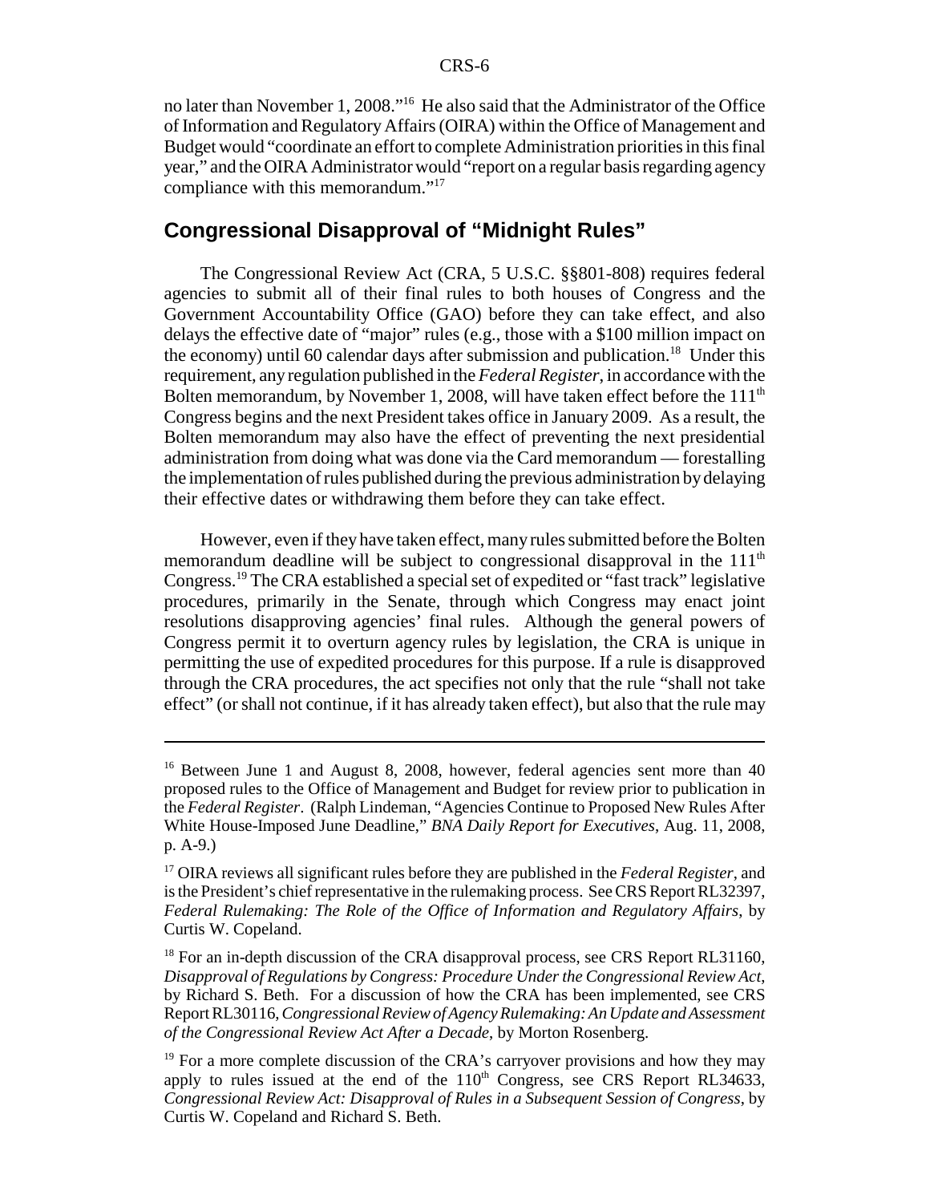no later than November 1, 2008."[16] He also said that the Administrator of the Office of Information and Regulatory Affairs (OIRA) within the Office of Management and Budget would "coordinate an effort to complete Administration priorities in this final year," and the OIRA Administrator would "report on a regular basis regarding agency compliance with this memorandum."[17]

## Congressional Disapproval of "Midnight Rules"

The Congressional Review Act (CRA, 5 U.S.C. §§801-808) requires federal agencies to submit all of their final rules to both houses of Congress and the Government Accountability Office (GAO) before they can take effect, and also delays the effective date of "major" rules (e.g., those with a $100 million impact on the economy) until 60 calendar days after submission and publication.[18] Under this requirement, any regulation published in the *Federal Register*, in accordance with the Bolten memorandum, by November 1, 2008, will have taken effect before the 111th Congress begins and the next President takes office in January 2009. As a result, the Bolten memorandum may also have the effect of preventing the next presidential administration from doing what was done via the Card memorandum — forestalling the implementation of rules published during the previous administration by delaying their effective dates or withdrawing them before they can take effect.

However, even if they have taken effect, many rules submitted before the Bolten memorandum deadline will be subject to congressional disapproval in the 111th Congress.[19] The CRA established a special set of expedited or "fast track" legislative procedures, primarily in the Senate, through which Congress may enact joint resolutions disapproving agencies' final rules. Although the general powers of Congress permit it to overturn agency rules by legislation, the CRA is unique in permitting the use of expedited procedures for this purpose. If a rule is disapproved through the CRA procedures, the act specifies not only that the rule "shall not take effect" (or shall not continue, if it has already taken effect), but also that the rule may

---

[16] Between June 1 and August 8, 2008, however, federal agencies sent more than 40 proposed rules to the Office of Management and Budget for review prior to publication in the *Federal Register*. (Ralph Lindeman, "Agencies Continue to Proposed New Rules After White House-Imposed June Deadline," *BNA Daily Report for Executives*, Aug. 11, 2008, p. A-9.)

[17] OIRA reviews all significant rules before they are published in the *Federal Register*, and is the President's chief representative in the rulemaking process. See CRS Report RL32397, *Federal Rulemaking: The Role of the Office of Information and Regulatory Affairs*, by Curtis W. Copeland.

[18] For an in-depth discussion of the CRA disapproval process, see CRS Report RL31160, *Disapproval of Regulations by Congress: Procedure Under the Congressional Review Act*, by Richard S. Beth. For a discussion of how the CRA has been implemented, see CRS Report RL30116, *Congressional Review of Agency Rulemaking: An Update and Assessment of the Congressional Review Act After a Decade*, by Morton Rosenberg.

[19] For a more complete discussion of the CRA's carryover provisions and how they may apply to rules issued at the end of the 110th Congress, see CRS Report RL34633, *Congressional Review Act: Disapproval of Rules in a Subsequent Session of Congress*, by Curtis W. Copeland and Richard S. Beth.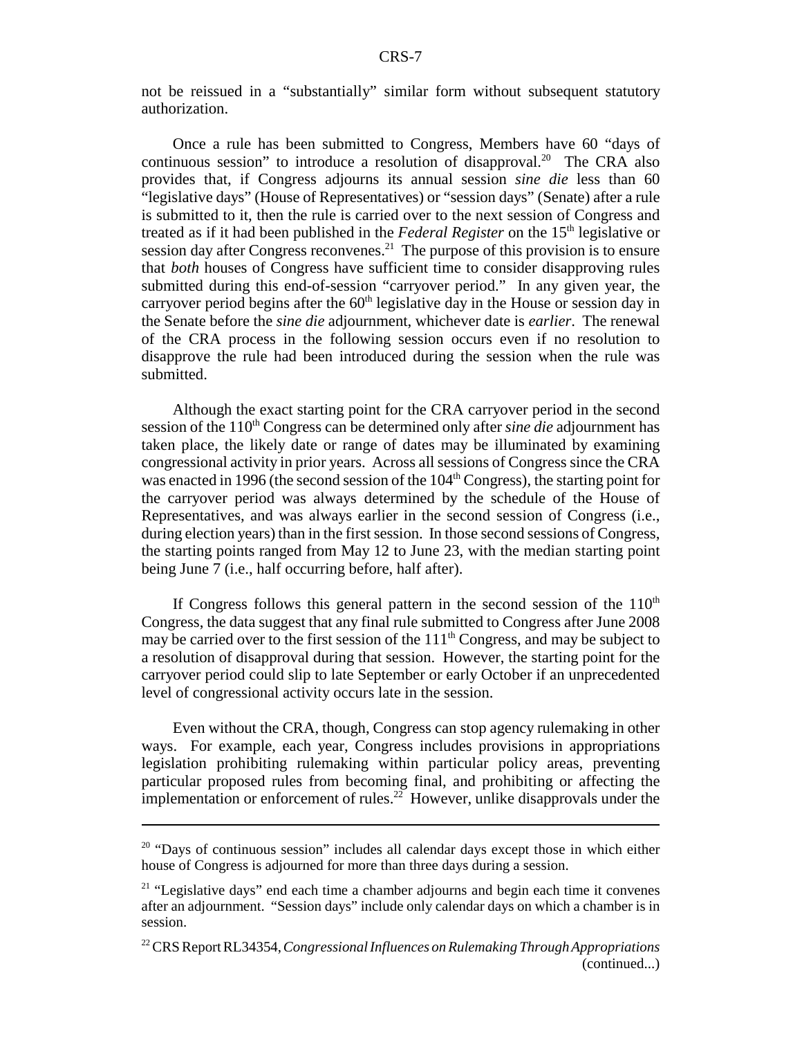not be reissued in a "substantially" similar form without subsequent statutory authorization.

Once a rule has been submitted to Congress, Members have 60 "days of continuous session" to introduce a resolution of disapproval.[20] The CRA also provides that, if Congress adjourns its annual session *sine die* less than 60 "legislative days" (House of Representatives) or "session days" (Senate) after a rule is submitted to it, then the rule is carried over to the next session of Congress and treated as if it had been published in the *Federal Register* on the 15th legislative or session day after Congress reconvenes.[21] The purpose of this provision is to ensure that *both* houses of Congress have sufficient time to consider disapproving rules submitted during this end-of-session "carryover period." In any given year, the carryover period begins after the 60th legislative day in the House or session day in the Senate before the *sine die* adjournment, whichever date is *earlier*. The renewal of the CRA process in the following session occurs even if no resolution to disapprove the rule had been introduced during the session when the rule was submitted.

Although the exact starting point for the CRA carryover period in the second session of the 110th Congress can be determined only after *sine die* adjournment has taken place, the likely date or range of dates may be illuminated by examining congressional activity in prior years. Across all sessions of Congress since the CRA was enacted in 1996 (the second session of the 104th Congress), the starting point for the carryover period was always determined by the schedule of the House of Representatives, and was always earlier in the second session of Congress (i.e., during election years) than in the first session. In those second sessions of Congress, the starting points ranged from May 12 to June 23, with the median starting point being June 7 (i.e., half occurring before, half after).

If Congress follows this general pattern in the second session of the 110th Congress, the data suggest that any final rule submitted to Congress after June 2008 may be carried over to the first session of the 111th Congress, and may be subject to a resolution of disapproval during that session. However, the starting point for the carryover period could slip to late September or early October if an unprecedented level of congressional activity occurs late in the session.

Even without the CRA, though, Congress can stop agency rulemaking in other ways. For example, each year, Congress includes provisions in appropriations legislation prohibiting rulemaking within particular policy areas, preventing particular proposed rules from becoming final, and prohibiting or affecting the implementation or enforcement of rules.[22] However, unlike disapprovals under the

---

[20] "Days of continuous session" includes all calendar days except those in which either house of Congress is adjourned for more than three days during a session.

[21] "Legislative days" end each time a chamber adjourns and begin each time it convenes after an adjournment. "Session days" include only calendar days on which a chamber is in session.

[22] CRS Report RL34354, *Congressional Influences on Rulemaking Through Appropriations* (continued...)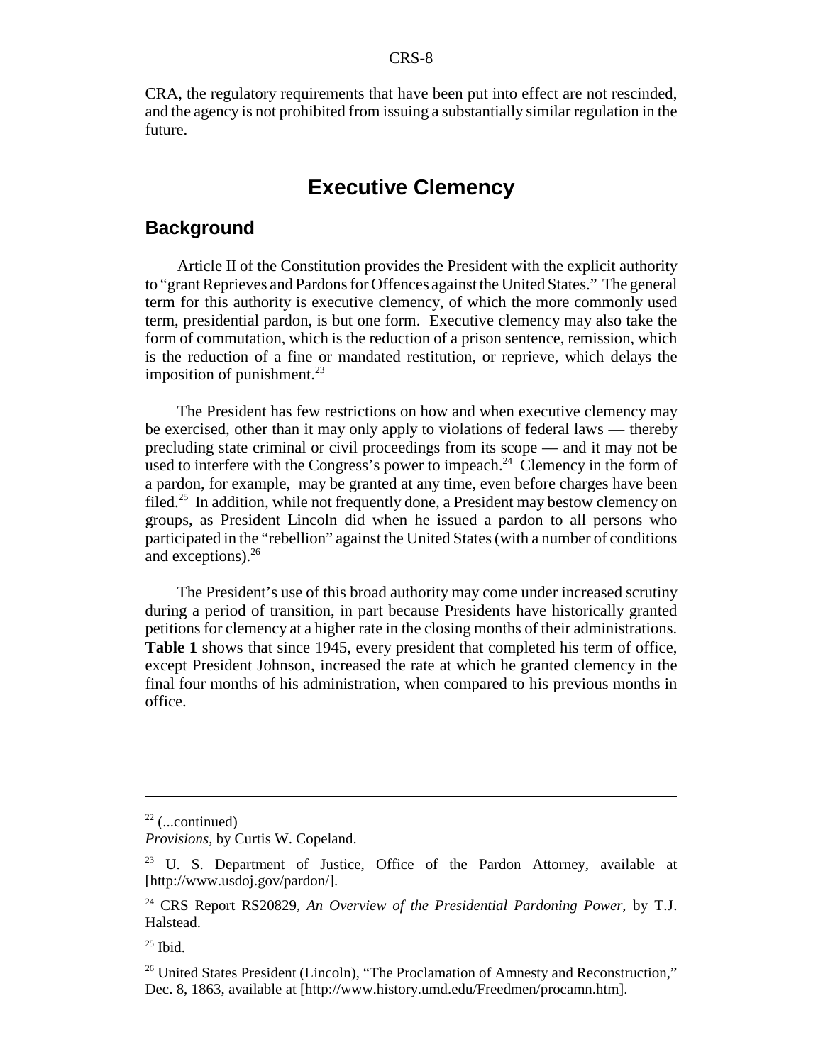CRA, the regulatory requirements that have been put into effect are not rescinded, and the agency is not prohibited from issuing a substantially similar regulation in the future.

# Executive Clemency

## Background

Article II of the Constitution provides the President with the explicit authority to "grant Reprieves and Pardons for Offences against the United States." The general term for this authority is executive clemency, of which the more commonly used term, presidential pardon, is but one form. Executive clemency may also take the form of commutation, which is the reduction of a prison sentence, remission, which is the reduction of a fine or mandated restitution, or reprieve, which delays the imposition of punishment.[23]

The President has few restrictions on how and when executive clemency may be exercised, other than it may only apply to violations of federal laws — thereby precluding state criminal or civil proceedings from its scope — and it may not be used to interfere with the Congress's power to impeach.[24] Clemency in the form of a pardon, for example, may be granted at any time, even before charges have been filed.[25] In addition, while not frequently done, a President may bestow clemency on groups, as President Lincoln did when he issued a pardon to all persons who participated in the "rebellion" against the United States (with a number of conditions and exceptions).[26]

The President's use of this broad authority may come under increased scrutiny during a period of transition, in part because Presidents have historically granted petitions for clemency at a higher rate in the closing months of their administrations. **Table 1** shows that since 1945, every president that completed his term of office, except President Johnson, increased the rate at which he granted clemency in the final four months of his administration, when compared to his previous months in office.

---

[22] (...continued) *Provisions*, by Curtis W. Copeland.

[23] U. S. Department of Justice, Office of the Pardon Attorney, available at [http://www.usdoj.gov/pardon/].

[24] CRS Report RS20829, *An Overview of the Presidential Pardoning Power*, by T.J. Halstead.

[25] Ibid.

[26] United States President (Lincoln), "The Proclamation of Amnesty and Reconstruction," Dec. 8, 1863, available at [http://www.history.umd.edu/Freedmen/procamn.htm].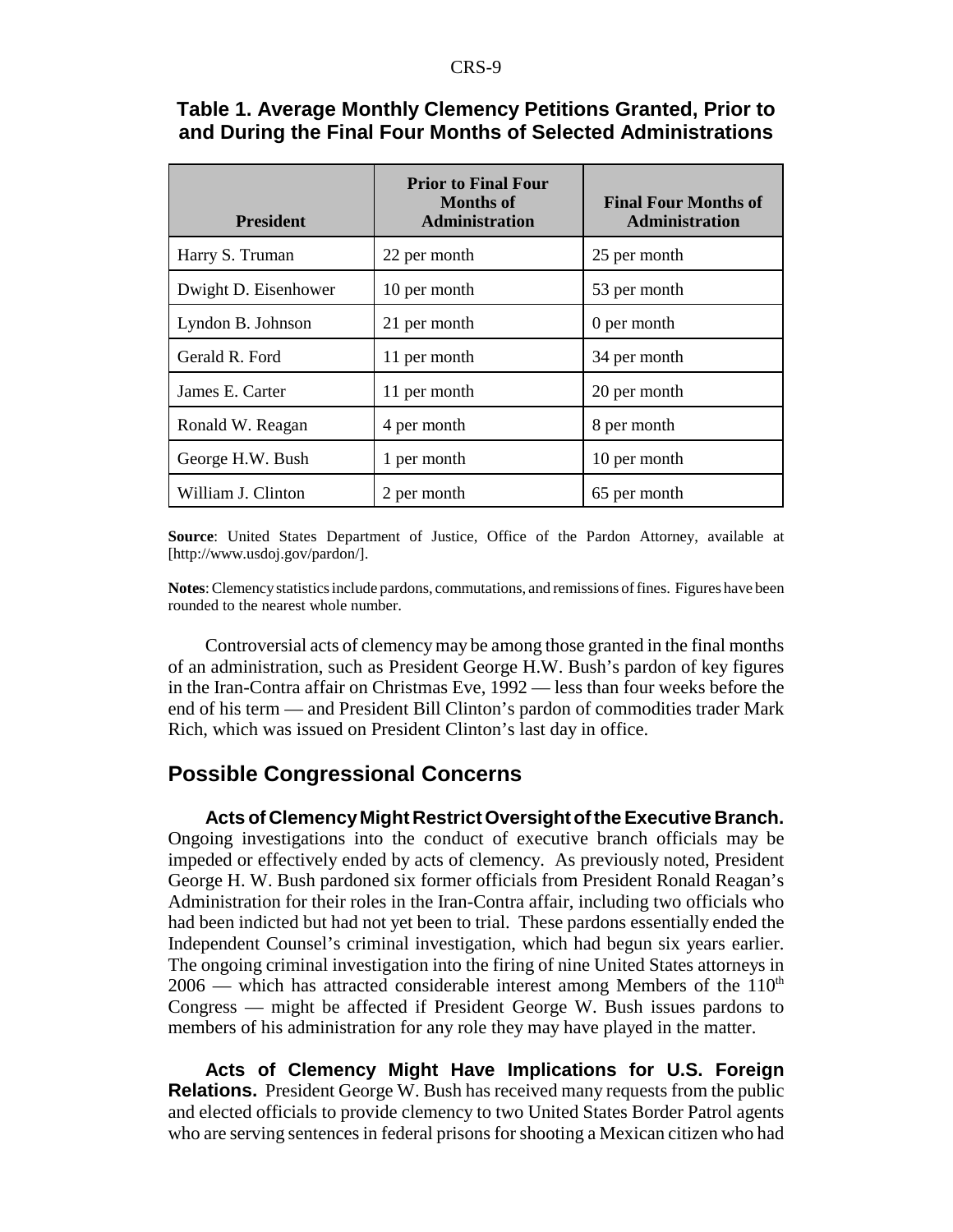**Table 1. Average Monthly Clemency Petitions Granted, Prior to and During the Final Four Months of Selected Administrations**

| President | Prior to Final Four Months of Administration | Final Four Months of Administration |
|---|---|---|
| Harry S. Truman | 22 per month | 25 per month |
| Dwight D. Eisenhower | 10 per month | 53 per month |
| Lyndon B. Johnson | 21 per month | 0 per month |
| Gerald R. Ford | 11 per month | 34 per month |
| James E. Carter | 11 per month | 20 per month |
| Ronald W. Reagan | 4 per month | 8 per month |
| George H.W. Bush | 1 per month | 10 per month |
| William J. Clinton | 2 per month | 65 per month |

**Source**: United States Department of Justice, Office of the Pardon Attorney, available at [http://www.usdoj.gov/pardon/].

**Notes**: Clemency statistics include pardons, commutations, and remissions of fines. Figures have been rounded to the nearest whole number.

Controversial acts of clemency may be among those granted in the final months of an administration, such as President George H.W. Bush's pardon of key figures in the Iran-Contra affair on Christmas Eve, 1992 — less than four weeks before the end of his term — and President Bill Clinton's pardon of commodities trader Mark Rich, which was issued on President Clinton's last day in office.

## Possible Congressional Concerns

**Acts of Clemency Might Restrict Oversight of the Executive Branch.** Ongoing investigations into the conduct of executive branch officials may be impeded or effectively ended by acts of clemency. As previously noted, President George H. W. Bush pardoned six former officials from President Ronald Reagan's Administration for their roles in the Iran-Contra affair, including two officials who had been indicted but had not yet been to trial. These pardons essentially ended the Independent Counsel's criminal investigation, which had begun six years earlier. The ongoing criminal investigation into the firing of nine United States attorneys in 2006 — which has attracted considerable interest among Members of the 110th Congress — might be affected if President George W. Bush issues pardons to members of his administration for any role they may have played in the matter.

**Acts of Clemency Might Have Implications for U.S. Foreign Relations.** President George W. Bush has received many requests from the public and elected officials to provide clemency to two United States Border Patrol agents who are serving sentences in federal prisons for shooting a Mexican citizen who had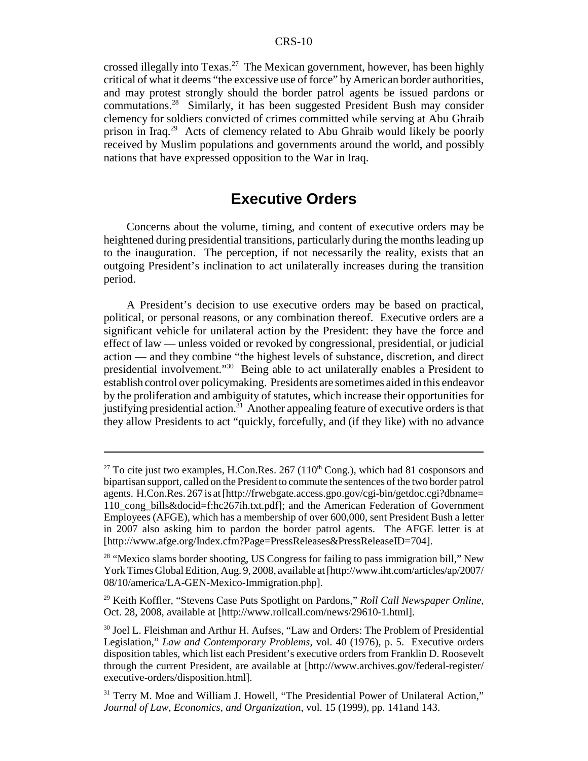crossed illegally into Texas.[27] The Mexican government, however, has been highly critical of what it deems "the excessive use of force" by American border authorities, and may protest strongly should the border patrol agents be issued pardons or commutations.[28] Similarly, it has been suggested President Bush may consider clemency for soldiers convicted of crimes committed while serving at Abu Ghraib prison in Iraq.[29] Acts of clemency related to Abu Ghraib would likely be poorly received by Muslim populations and governments around the world, and possibly nations that have expressed opposition to the War in Iraq.

## Executive Orders

Concerns about the volume, timing, and content of executive orders may be heightened during presidential transitions, particularly during the months leading up to the inauguration. The perception, if not necessarily the reality, exists that an outgoing President's inclination to act unilaterally increases during the transition period.

A President's decision to use executive orders may be based on practical, political, or personal reasons, or any combination thereof. Executive orders are a significant vehicle for unilateral action by the President: they have the force and effect of law — unless voided or revoked by congressional, presidential, or judicial action — and they combine "the highest levels of substance, discretion, and direct presidential involvement."[30] Being able to act unilaterally enables a President to establish control over policymaking. Presidents are sometimes aided in this endeavor by the proliferation and ambiguity of statutes, which increase their opportunities for justifying presidential action.[31] Another appealing feature of executive orders is that they allow Presidents to act "quickly, forcefully, and (if they like) with no advance

---

[27] To cite just two examples, H.Con.Res. 267 (110th Cong.), which had 81 cosponsors and bipartisan support, called on the President to commute the sentences of the two border patrol agents. H.Con.Res. 267 is at [http://frwebgate.access.gpo.gov/cgi-bin/getdoc.cgi?dbname=110_cong_bills&docid=f:hc267ih.txt.pdf]; and the American Federation of Government Employees (AFGE), which has a membership of over 600,000, sent President Bush a letter in 2007 also asking him to pardon the border patrol agents. The AFGE letter is at [http://www.afge.org/Index.cfm?Page=PressReleases&PressReleaseID=704].

[28] "Mexico slams border shooting, US Congress for failing to pass immigration bill," New York Times Global Edition, Aug. 9, 2008, available at [http://www.iht.com/articles/ap/2007/08/10/america/LA-GEN-Mexico-Immigration.php].

[29] Keith Koffler, "Stevens Case Puts Spotlight on Pardons," *Roll Call Newspaper Online*, Oct. 28, 2008, available at [http://www.rollcall.com/news/29610-1.html].

[30] Joel L. Fleishman and Arthur H. Aufses, "Law and Orders: The Problem of Presidential Legislation," *Law and Contemporary Problems*, vol. 40 (1976), p. 5. Executive orders disposition tables, which list each President's executive orders from Franklin D. Roosevelt through the current President, are available at [http://www.archives.gov/federal-register/executive-orders/disposition.html].

[31] Terry M. Moe and William J. Howell, "The Presidential Power of Unilateral Action," *Journal of Law, Economics, and Organization*, vol. 15 (1999), pp. 141and 143.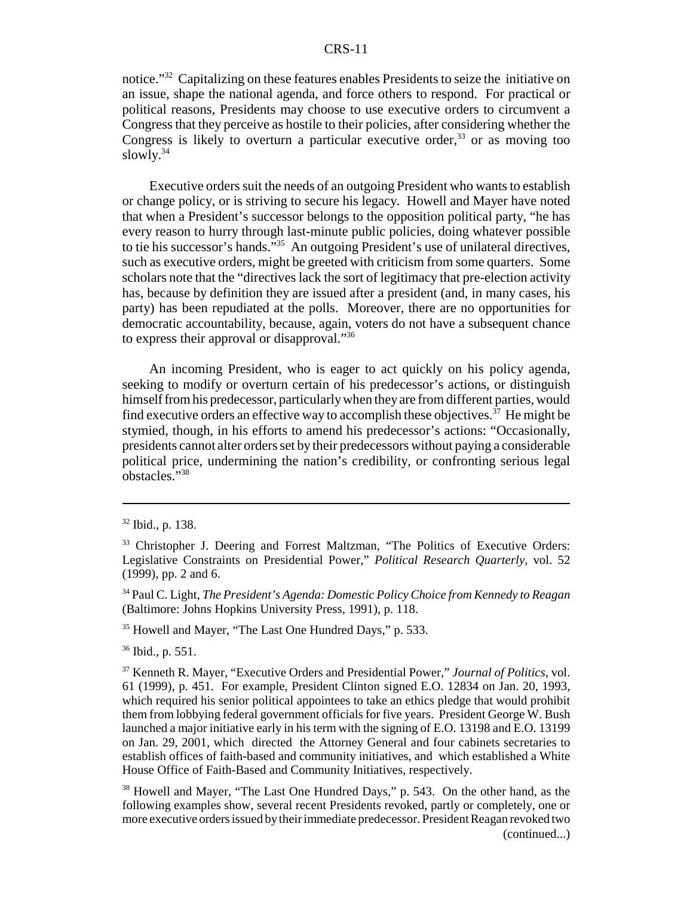notice."[32] Capitalizing on these features enables Presidents to seize the initiative on an issue, shape the national agenda, and force others to respond. For practical or political reasons, Presidents may choose to use executive orders to circumvent a Congress that they perceive as hostile to their policies, after considering whether the Congress is likely to overturn a particular executive order,[33] or as moving too slowly.[34]

Executive orders suit the needs of an outgoing President who wants to establish or change policy, or is striving to secure his legacy. Howell and Mayer have noted that when a President's successor belongs to the opposition political party, "he has every reason to hurry through last-minute public policies, doing whatever possible to tie his successor's hands."[35] An outgoing President's use of unilateral directives, such as executive orders, might be greeted with criticism from some quarters. Some scholars note that the "directives lack the sort of legitimacy that pre-election activity has, because by definition they are issued after a president (and, in many cases, his party) has been repudiated at the polls. Moreover, there are no opportunities for democratic accountability, because, again, voters do not have a subsequent chance to express their approval or disapproval."[36]

An incoming President, who is eager to act quickly on his policy agenda, seeking to modify or overturn certain of his predecessor's actions, or distinguish himself from his predecessor, particularly when they are from different parties, would find executive orders an effective way to accomplish these objectives.[37] He might be stymied, though, in his efforts to amend his predecessor's actions: "Occasionally, presidents cannot alter orders set by their predecessors without paying a considerable political price, undermining the nation's credibility, or confronting serious legal obstacles."[38]

---

[32] Ibid., p. 138.

[33] Christopher J. Deering and Forrest Maltzman, "The Politics of Executive Orders: Legislative Constraints on Presidential Power," *Political Research Quarterly*, vol. 52 (1999), pp. 2 and 6.

[34] Paul C. Light, *The President's Agenda: Domestic Policy Choice from Kennedy to Reagan* (Baltimore: Johns Hopkins University Press, 1991), p. 118.

[35] Howell and Mayer, "The Last One Hundred Days," p. 533.

[36] Ibid., p. 551.

[37] Kenneth R. Mayer, "Executive Orders and Presidential Power," *Journal of Politics*, vol. 61 (1999), p. 451. For example, President Clinton signed E.O. 12834 on Jan. 20, 1993, which required his senior political appointees to take an ethics pledge that would prohibit them from lobbying federal government officials for five years. President George W. Bush launched a major initiative early in his term with the signing of E.O. 13198 and E.O. 13199 on Jan. 29, 2001, which directed the Attorney General and four cabinets secretaries to establish offices of faith-based and community initiatives, and which established a White House Office of Faith-Based and Community Initiatives, respectively.

[38] Howell and Mayer, "The Last One Hundred Days," p. 543. On the other hand, as the following examples show, several recent Presidents revoked, partly or completely, one or more executive orders issued by their immediate predecessor. President Reagan revoked two (continued...)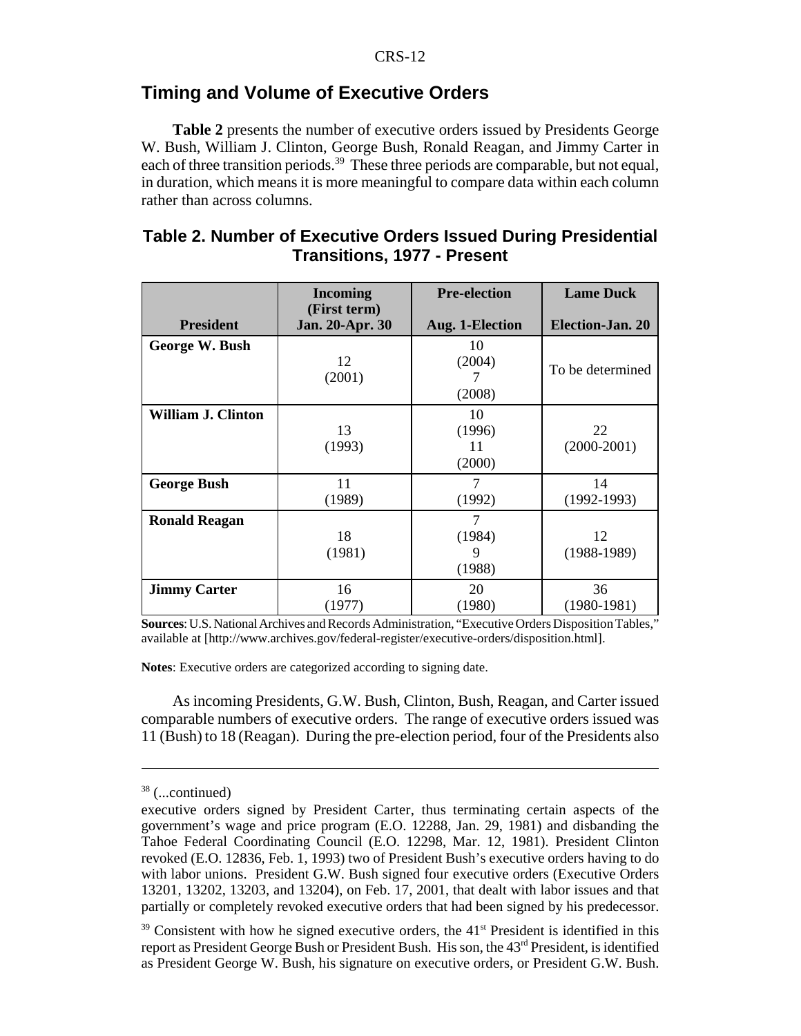## Timing and Volume of Executive Orders

**Table 2** presents the number of executive orders issued by Presidents George W. Bush, William J. Clinton, George Bush, Ronald Reagan, and Jimmy Carter in each of three transition periods.[39] These three periods are comparable, but not equal, in duration, which means it is more meaningful to compare data within each column rather than across columns.

**Table 2. Number of Executive Orders Issued During Presidential Transitions, 1977 - Present**

| President | Incoming (First term) Jan. 20-Apr. 30 | Pre-election Aug. 1-Election | Lame Duck Election-Jan. 20 |
|---|---|---|---|
| **George W. Bush** | 12 (2001) | 10 (2004) 7 (2008) | To be determined |
| **William J. Clinton** | 13 (1993) | 10 (1996) 11 (2000) | 22 (2000-2001) |
| **George Bush** | 11 (1989) | 7 (1992) | 14 (1992-1993) |
| **Ronald Reagan** | 18 (1981) | 7 (1984) 9 (1988) | 12 (1988-1989) |
| **Jimmy Carter** | 16 (1977) | 20 (1980) | 36 (1980-1981) |

**Sources**: U.S. National Archives and Records Administration, "Executive Orders Disposition Tables," available at [http://www.archives.gov/federal-register/executive-orders/disposition.html].

**Notes**: Executive orders are categorized according to signing date.

As incoming Presidents, G.W. Bush, Clinton, Bush, Reagan, and Carter issued comparable numbers of executive orders. The range of executive orders issued was 11 (Bush) to 18 (Reagan). During the pre-election period, four of the Presidents also

---

[38] (...continued)
executive orders signed by President Carter, thus terminating certain aspects of the government's wage and price program (E.O. 12288, Jan. 29, 1981) and disbanding the Tahoe Federal Coordinating Council (E.O. 12298, Mar. 12, 1981). President Clinton revoked (E.O. 12836, Feb. 1, 1993) two of President Bush's executive orders having to do with labor unions. President G.W. Bush signed four executive orders (Executive Orders 13201, 13202, 13203, and 13204), on Feb. 17, 2001, that dealt with labor issues and that partially or completely revoked executive orders that had been signed by his predecessor.

[39] Consistent with how he signed executive orders, the 41st President is identified in this report as President George Bush or President Bush. His son, the 43rd President, is identified as President George W. Bush, his signature on executive orders, or President G.W. Bush.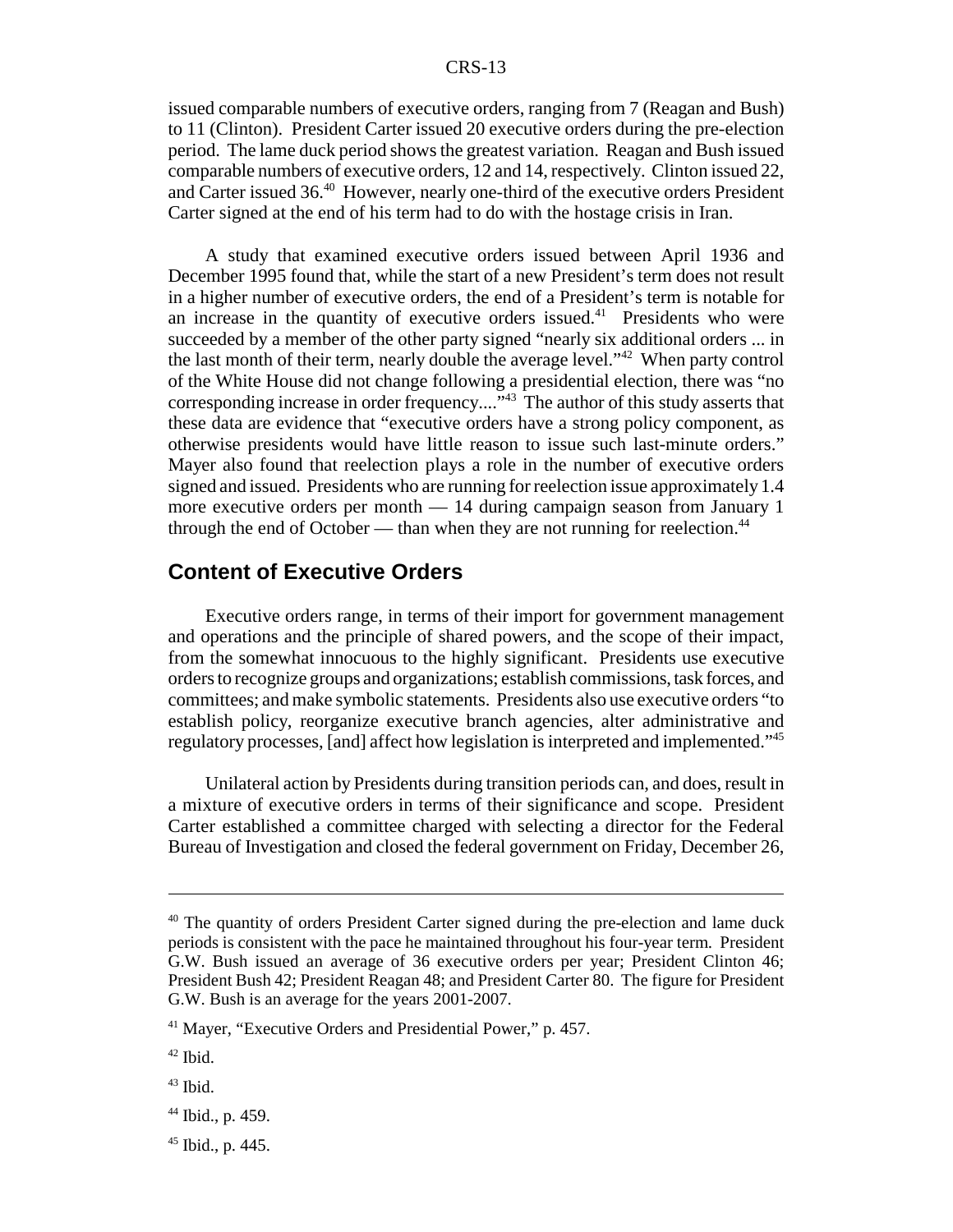issued comparable numbers of executive orders, ranging from 7 (Reagan and Bush) to 11 (Clinton). President Carter issued 20 executive orders during the pre-election period. The lame duck period shows the greatest variation. Reagan and Bush issued comparable numbers of executive orders, 12 and 14, respectively. Clinton issued 22, and Carter issued 36.[40] However, nearly one-third of the executive orders President Carter signed at the end of his term had to do with the hostage crisis in Iran.

A study that examined executive orders issued between April 1936 and December 1995 found that, while the start of a new President's term does not result in a higher number of executive orders, the end of a President's term is notable for an increase in the quantity of executive orders issued.[41] Presidents who were succeeded by a member of the other party signed "nearly six additional orders ... in the last month of their term, nearly double the average level."[42] When party control of the White House did not change following a presidential election, there was "no corresponding increase in order frequency...."[43] The author of this study asserts that these data are evidence that "executive orders have a strong policy component, as otherwise presidents would have little reason to issue such last-minute orders." Mayer also found that reelection plays a role in the number of executive orders signed and issued. Presidents who are running for reelection issue approximately 1.4 more executive orders per month — 14 during campaign season from January 1 through the end of October — than when they are not running for reelection.[44]

## Content of Executive Orders

Executive orders range, in terms of their import for government management and operations and the principle of shared powers, and the scope of their impact, from the somewhat innocuous to the highly significant. Presidents use executive orders to recognize groups and organizations; establish commissions, task forces, and committees; and make symbolic statements. Presidents also use executive orders "to establish policy, reorganize executive branch agencies, alter administrative and regulatory processes, [and] affect how legislation is interpreted and implemented."[45]

Unilateral action by Presidents during transition periods can, and does, result in a mixture of executive orders in terms of their significance and scope. President Carter established a committee charged with selecting a director for the Federal Bureau of Investigation and closed the federal government on Friday, December 26,

---

[40] The quantity of orders President Carter signed during the pre-election and lame duck periods is consistent with the pace he maintained throughout his four-year term. President G.W. Bush issued an average of 36 executive orders per year; President Clinton 46; President Bush 42; President Reagan 48; and President Carter 80. The figure for President G.W. Bush is an average for the years 2001-2007.

[41] Mayer, "Executive Orders and Presidential Power," p. 457.

[42] Ibid.

[43] Ibid.

[44] Ibid., p. 459.

[45] Ibid., p. 445.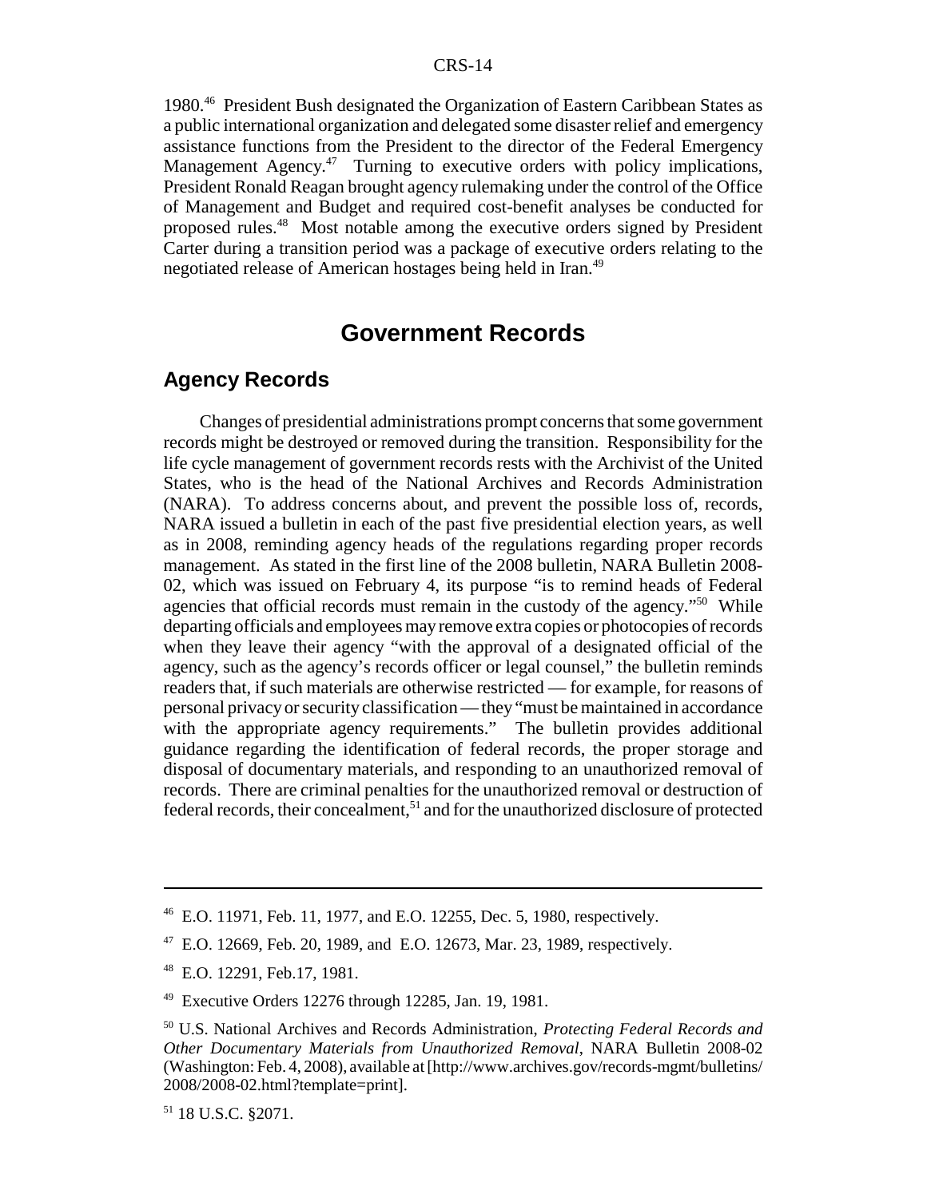1980.[46] President Bush designated the Organization of Eastern Caribbean States as a public international organization and delegated some disaster relief and emergency assistance functions from the President to the director of the Federal Emergency Management Agency.[47] Turning to executive orders with policy implications, President Ronald Reagan brought agency rulemaking under the control of the Office of Management and Budget and required cost-benefit analyses be conducted for proposed rules.[48] Most notable among the executive orders signed by President Carter during a transition period was a package of executive orders relating to the negotiated release of American hostages being held in Iran.[49]

# Government Records

## Agency Records

Changes of presidential administrations prompt concerns that some government records might be destroyed or removed during the transition. Responsibility for the life cycle management of government records rests with the Archivist of the United States, who is the head of the National Archives and Records Administration (NARA). To address concerns about, and prevent the possible loss of, records, NARA issued a bulletin in each of the past five presidential election years, as well as in 2008, reminding agency heads of the regulations regarding proper records management. As stated in the first line of the 2008 bulletin, NARA Bulletin 2008-02, which was issued on February 4, its purpose "is to remind heads of Federal agencies that official records must remain in the custody of the agency."[50] While departing officials and employees may remove extra copies or photocopies of records when they leave their agency "with the approval of a designated official of the agency, such as the agency's records officer or legal counsel," the bulletin reminds readers that, if such materials are otherwise restricted — for example, for reasons of personal privacy or security classification — they "must be maintained in accordance with the appropriate agency requirements." The bulletin provides additional guidance regarding the identification of federal records, the proper storage and disposal of documentary materials, and responding to an unauthorized removal of records. There are criminal penalties for the unauthorized removal or destruction of federal records, their concealment,[51] and for the unauthorized disclosure of protected

---

[46] E.O. 11971, Feb. 11, 1977, and E.O. 12255, Dec. 5, 1980, respectively.

[47] E.O. 12669, Feb. 20, 1989, and E.O. 12673, Mar. 23, 1989, respectively.

[48] E.O. 12291, Feb.17, 1981.

[49] Executive Orders 12276 through 12285, Jan. 19, 1981.

[50] U.S. National Archives and Records Administration, *Protecting Federal Records and Other Documentary Materials from Unauthorized Removal*, NARA Bulletin 2008-02 (Washington: Feb. 4, 2008), available at [http://www.archives.gov/records-mgmt/bulletins/2008/2008-02.html?template=print].

[51] 18 U.S.C. §2071.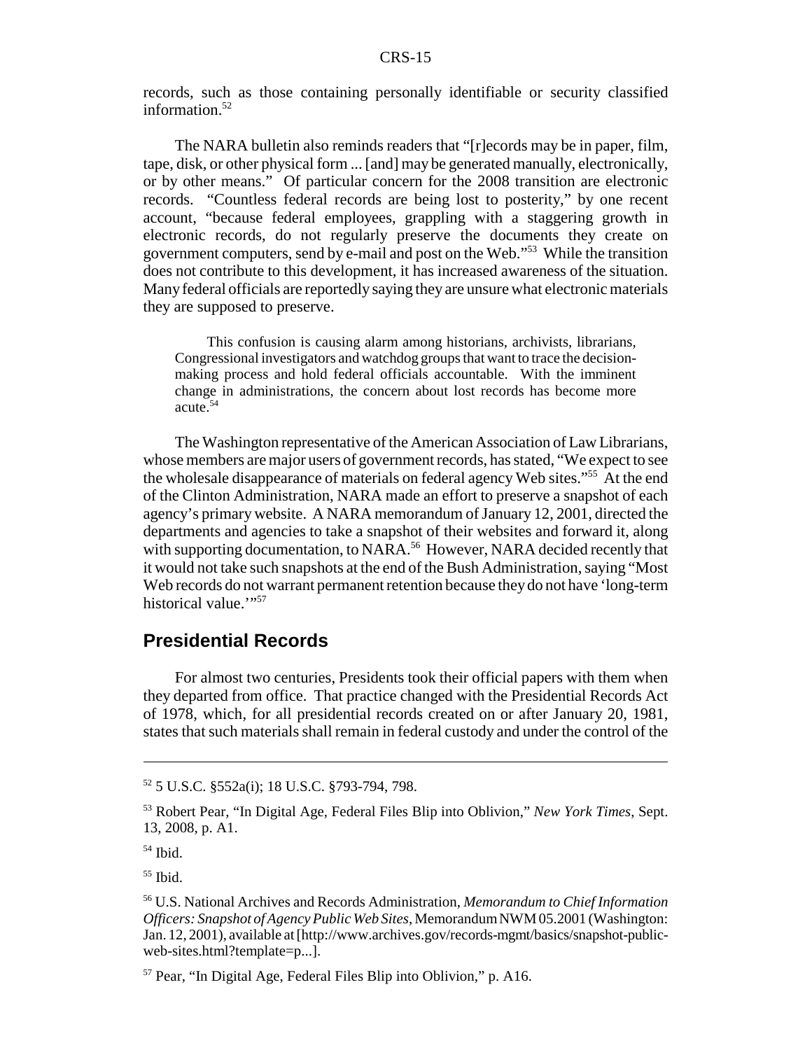records, such as those containing personally identifiable or security classified information.[52]

The NARA bulletin also reminds readers that "[r]ecords may be in paper, film, tape, disk, or other physical form ... [and] may be generated manually, electronically, or by other means." Of particular concern for the 2008 transition are electronic records. "Countless federal records are being lost to posterity," by one recent account, "because federal employees, grappling with a staggering growth in electronic records, do not regularly preserve the documents they create on government computers, send by e-mail and post on the Web."[53] While the transition does not contribute to this development, it has increased awareness of the situation. Many federal officials are reportedly saying they are unsure what electronic materials they are supposed to preserve.

> This confusion is causing alarm among historians, archivists, librarians, Congressional investigators and watchdog groups that want to trace the decision-making process and hold federal officials accountable. With the imminent change in administrations, the concern about lost records has become more acute.[54]

The Washington representative of the American Association of Law Librarians, whose members are major users of government records, has stated, "We expect to see the wholesale disappearance of materials on federal agency Web sites."[55] At the end of the Clinton Administration, NARA made an effort to preserve a snapshot of each agency's primary website. A NARA memorandum of January 12, 2001, directed the departments and agencies to take a snapshot of their websites and forward it, along with supporting documentation, to NARA.[56] However, NARA decided recently that it would not take such snapshots at the end of the Bush Administration, saying "Most Web records do not warrant permanent retention because they do not have 'long-term historical value.'"[57]

## Presidential Records

For almost two centuries, Presidents took their official papers with them when they departed from office. That practice changed with the Presidential Records Act of 1978, which, for all presidential records created on or after January 20, 1981, states that such materials shall remain in federal custody and under the control of the

---

[52] 5 U.S.C. §552a(i); 18 U.S.C. §793-794, 798.

[53] Robert Pear, "In Digital Age, Federal Files Blip into Oblivion," *New York Times*, Sept. 13, 2008, p. A1.

[54] Ibid.

[55] Ibid.

[56] U.S. National Archives and Records Administration, *Memorandum to Chief Information Officers: Snapshot of Agency Public Web Sites*, Memorandum NWM 05.2001 (Washington: Jan. 12, 2001), available at [http://www.archives.gov/records-mgmt/basics/snapshot-public-web-sites.html?template=p...].

[57] Pear, "In Digital Age, Federal Files Blip into Oblivion," p. A16.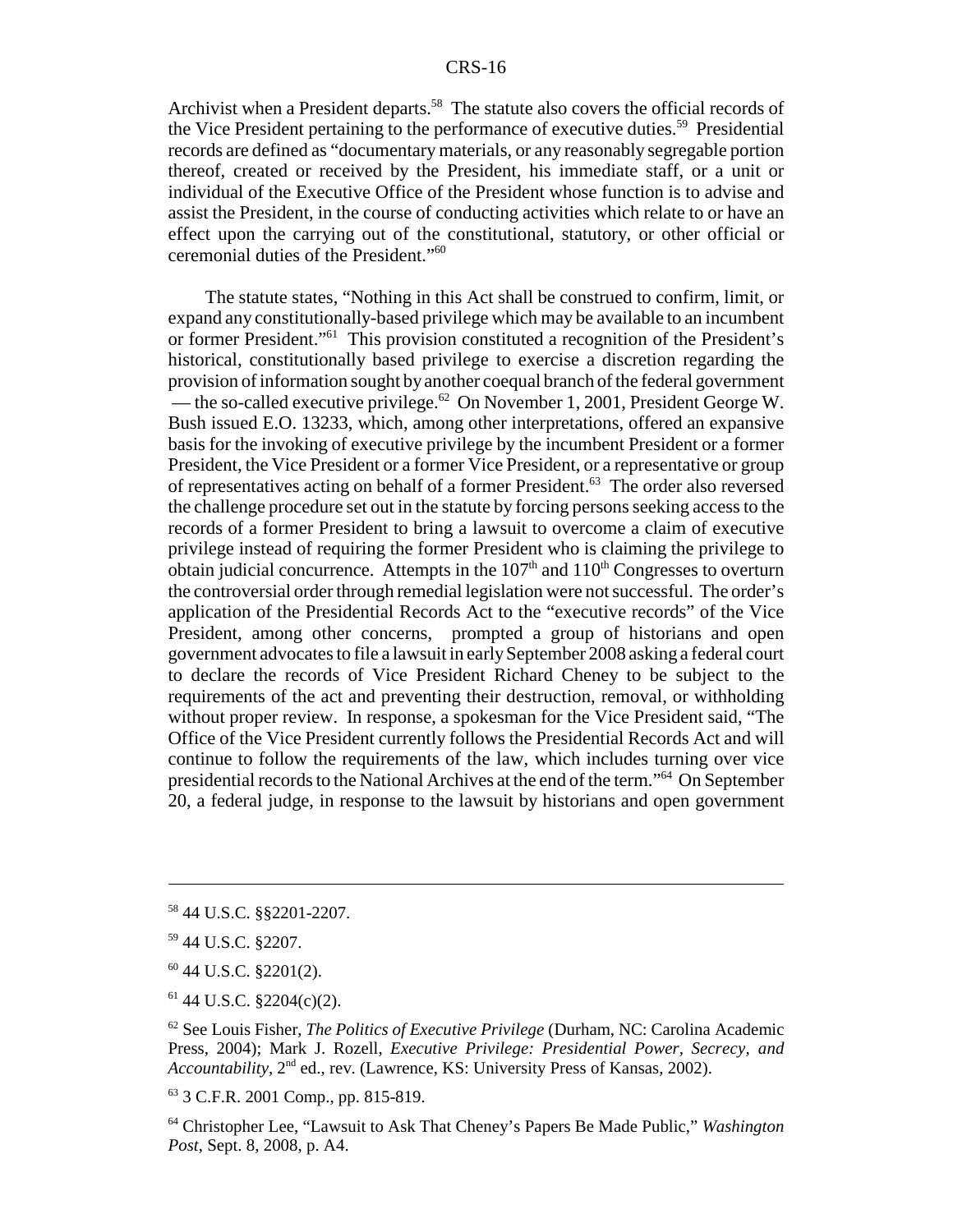Archivist when a President departs.[58] The statute also covers the official records of the Vice President pertaining to the performance of executive duties.[59] Presidential records are defined as "documentary materials, or any reasonably segregable portion thereof, created or received by the President, his immediate staff, or a unit or individual of the Executive Office of the President whose function is to advise and assist the President, in the course of conducting activities which relate to or have an effect upon the carrying out of the constitutional, statutory, or other official or ceremonial duties of the President."[60]

The statute states, "Nothing in this Act shall be construed to confirm, limit, or expand any constitutionally-based privilege which may be available to an incumbent or former President."[61] This provision constituted a recognition of the President's historical, constitutionally based privilege to exercise a discretion regarding the provision of information sought by another coequal branch of the federal government — the so-called executive privilege.[62] On November 1, 2001, President George W. Bush issued E.O. 13233, which, among other interpretations, offered an expansive basis for the invoking of executive privilege by the incumbent President or a former President, the Vice President or a former Vice President, or a representative or group of representatives acting on behalf of a former President.[63] The order also reversed the challenge procedure set out in the statute by forcing persons seeking access to the records of a former President to bring a lawsuit to overcome a claim of executive privilege instead of requiring the former President who is claiming the privilege to obtain judicial concurrence. Attempts in the 107th and 110th Congresses to overturn the controversial order through remedial legislation were not successful. The order's application of the Presidential Records Act to the "executive records" of the Vice President, among other concerns, prompted a group of historians and open government advocates to file a lawsuit in early September 2008 asking a federal court to declare the records of Vice President Richard Cheney to be subject to the requirements of the act and preventing their destruction, removal, or withholding without proper review. In response, a spokesman for the Vice President said, "The Office of the Vice President currently follows the Presidential Records Act and will continue to follow the requirements of the law, which includes turning over vice presidential records to the National Archives at the end of the term."[64] On September 20, a federal judge, in response to the lawsuit by historians and open government

---

[58] 44 U.S.C. §§2201-2207.

[59] 44 U.S.C. §2207.

[60] 44 U.S.C. §2201(2).

[61] 44 U.S.C. §2204(c)(2).

[62] See Louis Fisher, *The Politics of Executive Privilege* (Durham, NC: Carolina Academic Press, 2004); Mark J. Rozell, *Executive Privilege: Presidential Power, Secrecy, and Accountability*, 2nd ed., rev. (Lawrence, KS: University Press of Kansas, 2002).

[63] 3 C.F.R. 2001 Comp., pp. 815-819.

[64] Christopher Lee, "Lawsuit to Ask That Cheney's Papers Be Made Public," *Washington Post*, Sept. 8, 2008, p. A4.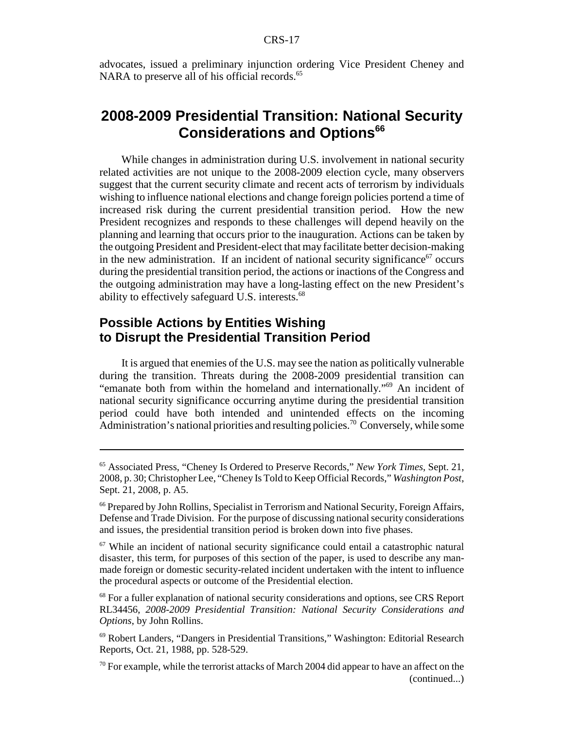advocates, issued a preliminary injunction ordering Vice President Cheney and NARA to preserve all of his official records.[65]

## 2008-2009 Presidential Transition: National Security Considerations and Options[66]

While changes in administration during U.S. involvement in national security related activities are not unique to the 2008-2009 election cycle, many observers suggest that the current security climate and recent acts of terrorism by individuals wishing to influence national elections and change foreign policies portend a time of increased risk during the current presidential transition period. How the new President recognizes and responds to these challenges will depend heavily on the planning and learning that occurs prior to the inauguration. Actions can be taken by the outgoing President and President-elect that may facilitate better decision-making in the new administration. If an incident of national security significance[67] occurs during the presidential transition period, the actions or inactions of the Congress and the outgoing administration may have a long-lasting effect on the new President's ability to effectively safeguard U.S. interests.[68]

### Possible Actions by Entities Wishing to Disrupt the Presidential Transition Period

It is argued that enemies of the U.S. may see the nation as politically vulnerable during the transition. Threats during the 2008-2009 presidential transition can "emanate both from within the homeland and internationally."[69] An incident of national security significance occurring anytime during the presidential transition period could have both intended and unintended effects on the incoming Administration's national priorities and resulting policies.[70] Conversely, while some

---

[65] Associated Press, "Cheney Is Ordered to Preserve Records," *New York Times*, Sept. 21, 2008, p. 30; Christopher Lee, "Cheney Is Told to Keep Official Records," *Washington Post*, Sept. 21, 2008, p. A5.

[66] Prepared by John Rollins, Specialist in Terrorism and National Security, Foreign Affairs, Defense and Trade Division. For the purpose of discussing national security considerations and issues, the presidential transition period is broken down into five phases.

[67] While an incident of national security significance could entail a catastrophic natural disaster, this term, for purposes of this section of the paper, is used to describe any man-made foreign or domestic security-related incident undertaken with the intent to influence the procedural aspects or outcome of the Presidential election.

[68] For a fuller explanation of national security considerations and options, see CRS Report RL34456, *2008-2009 Presidential Transition: National Security Considerations and Options*, by John Rollins.

[69] Robert Landers, "Dangers in Presidential Transitions," Washington: Editorial Research Reports, Oct. 21, 1988, pp. 528-529.

[70] For example, while the terrorist attacks of March 2004 did appear to have an affect on the (continued...)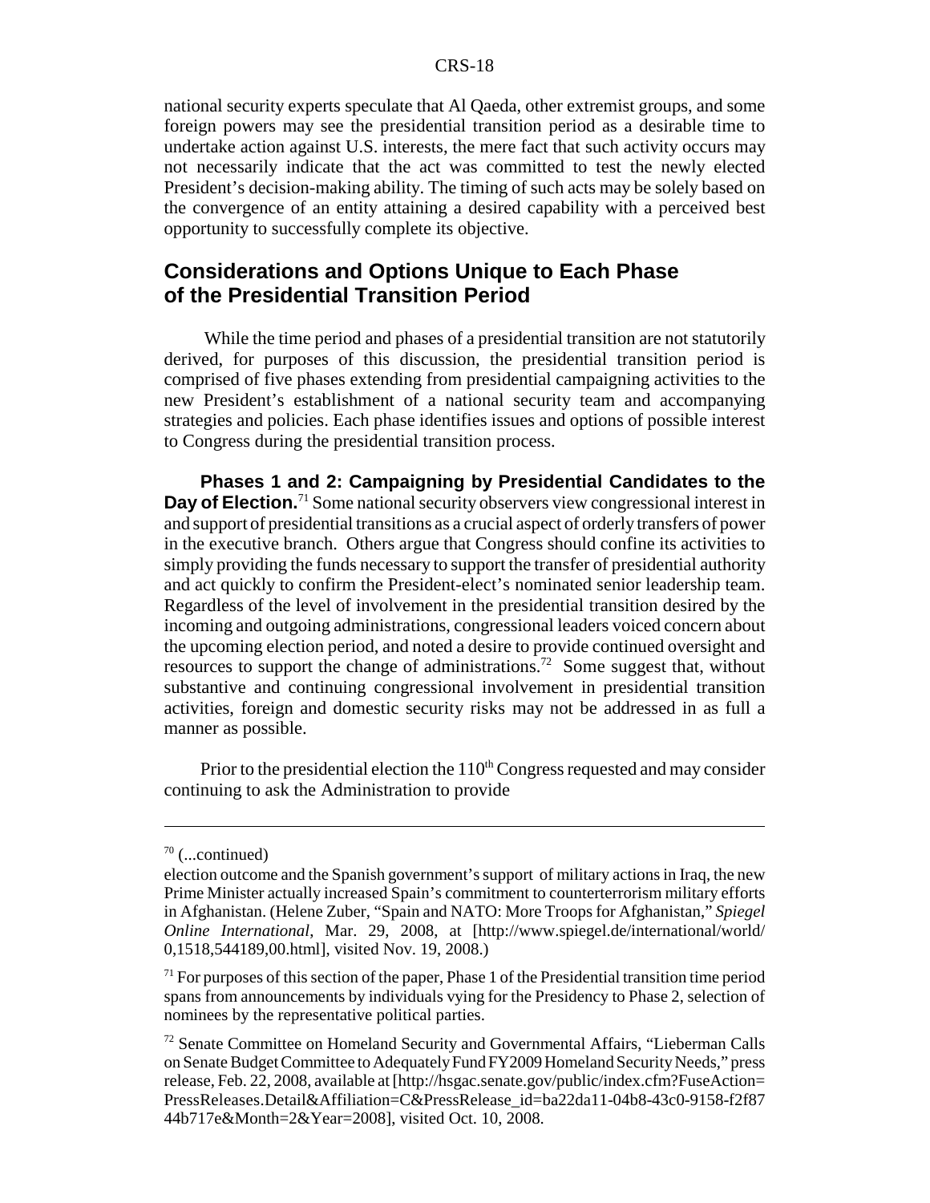national security experts speculate that Al Qaeda, other extremist groups, and some foreign powers may see the presidential transition period as a desirable time to undertake action against U.S. interests, the mere fact that such activity occurs may not necessarily indicate that the act was committed to test the newly elected President's decision-making ability. The timing of such acts may be solely based on the convergence of an entity attaining a desired capability with a perceived best opportunity to successfully complete its objective.

## Considerations and Options Unique to Each Phase of the Presidential Transition Period

While the time period and phases of a presidential transition are not statutorily derived, for purposes of this discussion, the presidential transition period is comprised of five phases extending from presidential campaigning activities to the new President's establishment of a national security team and accompanying strategies and policies. Each phase identifies issues and options of possible interest to Congress during the presidential transition process.

**Phases 1 and 2: Campaigning by Presidential Candidates to the Day of Election.**[71] Some national security observers view congressional interest in and support of presidential transitions as a crucial aspect of orderly transfers of power in the executive branch. Others argue that Congress should confine its activities to simply providing the funds necessary to support the transfer of presidential authority and act quickly to confirm the President-elect's nominated senior leadership team. Regardless of the level of involvement in the presidential transition desired by the incoming and outgoing administrations, congressional leaders voiced concern about the upcoming election period, and noted a desire to provide continued oversight and resources to support the change of administrations.[72] Some suggest that, without substantive and continuing congressional involvement in presidential transition activities, foreign and domestic security risks may not be addressed in as full a manner as possible.

Prior to the presidential election the 110th Congress requested and may consider continuing to ask the Administration to provide

---

[70] (...continued)

election outcome and the Spanish government's support of military actions in Iraq, the new Prime Minister actually increased Spain's commitment to counterterrorism military efforts in Afghanistan. (Helene Zuber, "Spain and NATO: More Troops for Afghanistan," *Spiegel Online International*, Mar. 29, 2008, at [http://www.spiegel.de/international/world/0,1518,544189,00.html], visited Nov. 19, 2008.)

[71] For purposes of this section of the paper, Phase 1 of the Presidential transition time period spans from announcements by individuals vying for the Presidency to Phase 2, selection of nominees by the representative political parties.

[72] Senate Committee on Homeland Security and Governmental Affairs, "Lieberman Calls on Senate Budget Committee to Adequately Fund FY2009 Homeland Security Needs," press release, Feb. 22, 2008, available at [http://hsgac.senate.gov/public/index.cfm?FuseAction=PressReleases.Detail&Affiliation=C&PressRelease_id=ba22da11-04b8-43c0-9158-f2f8744b717e&Month=2&Year=2008], visited Oct. 10, 2008.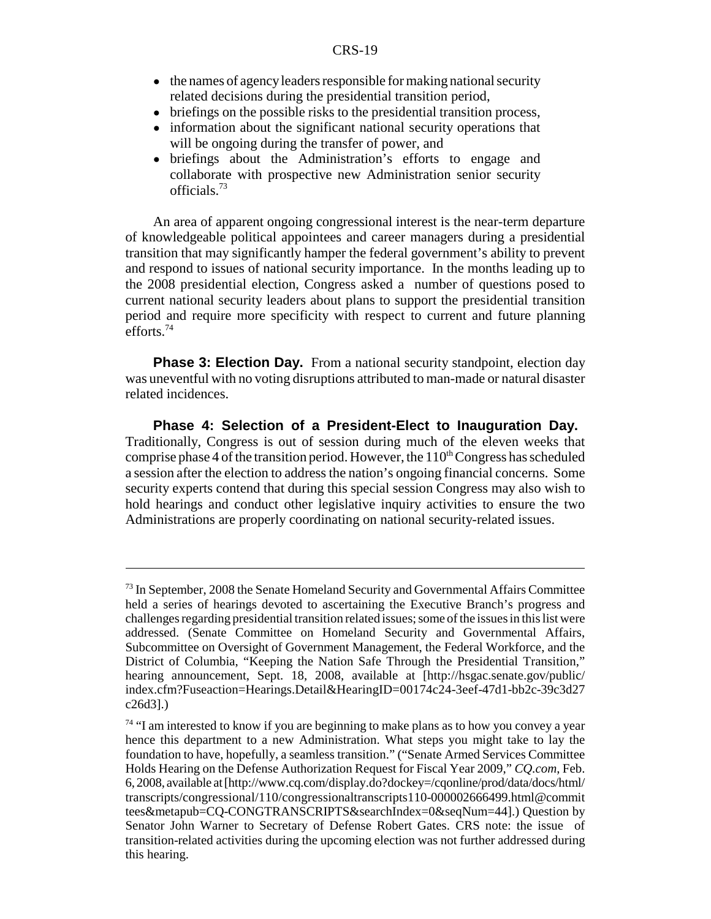- the names of agency leaders responsible for making national security related decisions during the presidential transition period,
- briefings on the possible risks to the presidential transition process,
- information about the significant national security operations that will be ongoing during the transfer of power, and
- briefings about the Administration's efforts to engage and collaborate with prospective new Administration senior security officials.[73]

An area of apparent ongoing congressional interest is the near-term departure of knowledgeable political appointees and career managers during a presidential transition that may significantly hamper the federal government's ability to prevent and respond to issues of national security importance. In the months leading up to the 2008 presidential election, Congress asked a number of questions posed to current national security leaders about plans to support the presidential transition period and require more specificity with respect to current and future planning efforts.[74]

**Phase 3: Election Day.** From a national security standpoint, election day was uneventful with no voting disruptions attributed to man-made or natural disaster related incidences.

**Phase 4: Selection of a President-Elect to Inauguration Day.** Traditionally, Congress is out of session during much of the eleven weeks that comprise phase 4 of the transition period. However, the 110th Congress has scheduled a session after the election to address the nation's ongoing financial concerns. Some security experts contend that during this special session Congress may also wish to hold hearings and conduct other legislative inquiry activities to ensure the two Administrations are properly coordinating on national security-related issues.

---

[73] In September, 2008 the Senate Homeland Security and Governmental Affairs Committee held a series of hearings devoted to ascertaining the Executive Branch's progress and challenges regarding presidential transition related issues; some of the issues in this list were addressed. (Senate Committee on Homeland Security and Governmental Affairs, Subcommittee on Oversight of Government Management, the Federal Workforce, and the District of Columbia, "Keeping the Nation Safe Through the Presidential Transition," hearing announcement, Sept. 18, 2008, available at [http://hsgac.senate.gov/public/index.cfm?Fuseaction=Hearings.Detail&HearingID=00174c24-3eef-47d1-bb2c-39c3d27c26d3].)

[74] "I am interested to know if you are beginning to make plans as to how you convey a year hence this department to a new Administration. What steps you might take to lay the foundation to have, hopefully, a seamless transition." ("Senate Armed Services Committee Holds Hearing on the Defense Authorization Request for Fiscal Year 2009," *CQ.com*, Feb. 6, 2008, available at [http://www.cq.com/display.do?dockey=/cqonline/prod/data/docs/html/transcripts/congressional/110/congressionaltranscripts110-000002666499.html@committees&metapub=CQ-CONGTRANSCRIPTS&searchIndex=0&seqNum=44].) Question by Senator John Warner to Secretary of Defense Robert Gates. CRS note: the issue of transition-related activities during the upcoming election was not further addressed during this hearing.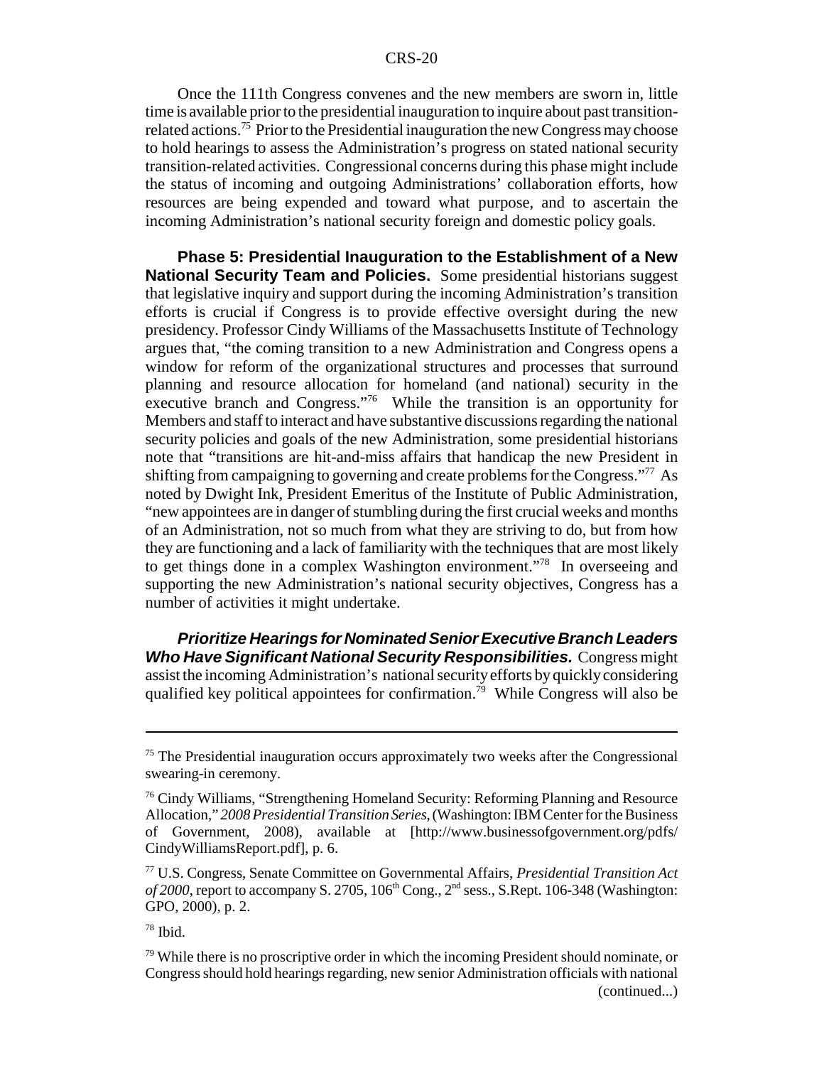Once the 111th Congress convenes and the new members are sworn in, little time is available prior to the presidential inauguration to inquire about past transition-related actions.[75] Prior to the Presidential inauguration the new Congress may choose to hold hearings to assess the Administration's progress on stated national security transition-related activities. Congressional concerns during this phase might include the status of incoming and outgoing Administrations' collaboration efforts, how resources are being expended and toward what purpose, and to ascertain the incoming Administration's national security foreign and domestic policy goals.

**Phase 5: Presidential Inauguration to the Establishment of a New National Security Team and Policies.** Some presidential historians suggest that legislative inquiry and support during the incoming Administration's transition efforts is crucial if Congress is to provide effective oversight during the new presidency. Professor Cindy Williams of the Massachusetts Institute of Technology argues that, "the coming transition to a new Administration and Congress opens a window for reform of the organizational structures and processes that surround planning and resource allocation for homeland (and national) security in the executive branch and Congress."[76] While the transition is an opportunity for Members and staff to interact and have substantive discussions regarding the national security policies and goals of the new Administration, some presidential historians note that "transitions are hit-and-miss affairs that handicap the new President in shifting from campaigning to governing and create problems for the Congress."[77] As noted by Dwight Ink, President Emeritus of the Institute of Public Administration, "new appointees are in danger of stumbling during the first crucial weeks and months of an Administration, not so much from what they are striving to do, but from how they are functioning and a lack of familiarity with the techniques that are most likely to get things done in a complex Washington environment."[78] In overseeing and supporting the new Administration's national security objectives, Congress has a number of activities it might undertake.

***Prioritize Hearings for Nominated Senior Executive Branch Leaders Who Have Significant National Security Responsibilities.*** Congress might assist the incoming Administration's national security efforts by quickly considering qualified key political appointees for confirmation.[79] While Congress will also be

---

[75] The Presidential inauguration occurs approximately two weeks after the Congressional swearing-in ceremony.

[76] Cindy Williams, "Strengthening Homeland Security: Reforming Planning and Resource Allocation," *2008 Presidential Transition Series*, (Washington: IBM Center for the Business of Government, 2008), available at [http://www.businessofgovernment.org/pdfs/CindyWilliamsReport.pdf], p. 6.

[77] U.S. Congress, Senate Committee on Governmental Affairs, *Presidential Transition Act of 2000*, report to accompany S. 2705, 106th Cong., 2nd sess., S.Rept. 106-348 (Washington: GPO, 2000), p. 2.

[78] Ibid.

[79] While there is no proscriptive order in which the incoming President should nominate, or Congress should hold hearings regarding, new senior Administration officials with national (continued...)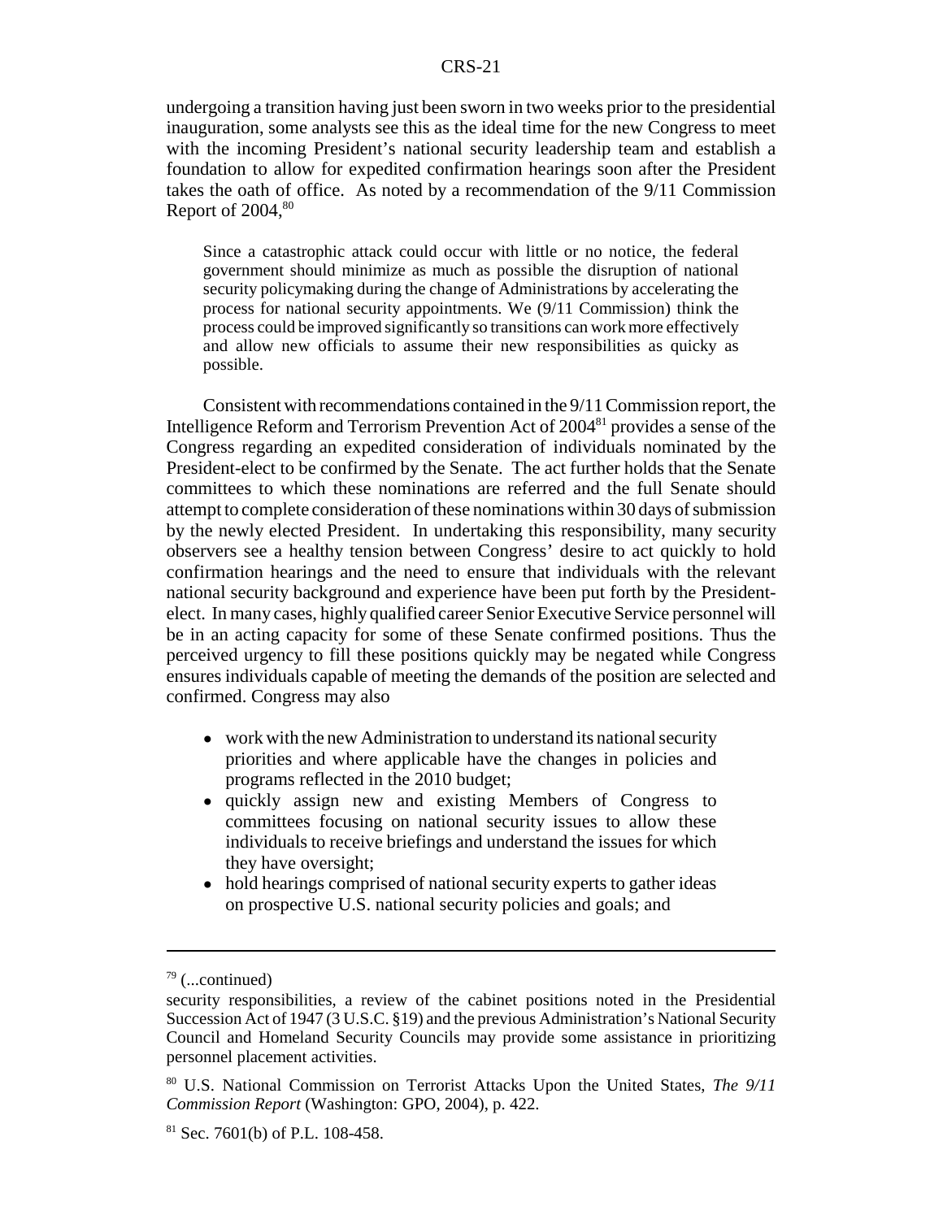undergoing a transition having just been sworn in two weeks prior to the presidential inauguration, some analysts see this as the ideal time for the new Congress to meet with the incoming President's national security leadership team and establish a foundation to allow for expedited confirmation hearings soon after the President takes the oath of office. As noted by a recommendation of the 9/11 Commission Report of 2004,[80]

> Since a catastrophic attack could occur with little or no notice, the federal government should minimize as much as possible the disruption of national security policymaking during the change of Administrations by accelerating the process for national security appointments. We (9/11 Commission) think the process could be improved significantly so transitions can work more effectively and allow new officials to assume their new responsibilities as quicky as possible.

Consistent with recommendations contained in the 9/11 Commission report, the Intelligence Reform and Terrorism Prevention Act of 2004[81] provides a sense of the Congress regarding an expedited consideration of individuals nominated by the President-elect to be confirmed by the Senate. The act further holds that the Senate committees to which these nominations are referred and the full Senate should attempt to complete consideration of these nominations within 30 days of submission by the newly elected President. In undertaking this responsibility, many security observers see a healthy tension between Congress' desire to act quickly to hold confirmation hearings and the need to ensure that individuals with the relevant national security background and experience have been put forth by the President-elect. In many cases, highly qualified career Senior Executive Service personnel will be in an acting capacity for some of these Senate confirmed positions. Thus the perceived urgency to fill these positions quickly may be negated while Congress ensures individuals capable of meeting the demands of the position are selected and confirmed. Congress may also

- work with the new Administration to understand its national security priorities and where applicable have the changes in policies and programs reflected in the 2010 budget;
- quickly assign new and existing Members of Congress to committees focusing on national security issues to allow these individuals to receive briefings and understand the issues for which they have oversight;
- hold hearings comprised of national security experts to gather ideas on prospective U.S. national security policies and goals; and

---

[79] (...continued)
security responsibilities, a review of the cabinet positions noted in the Presidential Succession Act of 1947 (3 U.S.C. §19) and the previous Administration's National Security Council and Homeland Security Councils may provide some assistance in prioritizing personnel placement activities.

[80] U.S. National Commission on Terrorist Attacks Upon the United States, *The 9/11 Commission Report* (Washington: GPO, 2004), p. 422.

[81] Sec. 7601(b) of P.L. 108-458.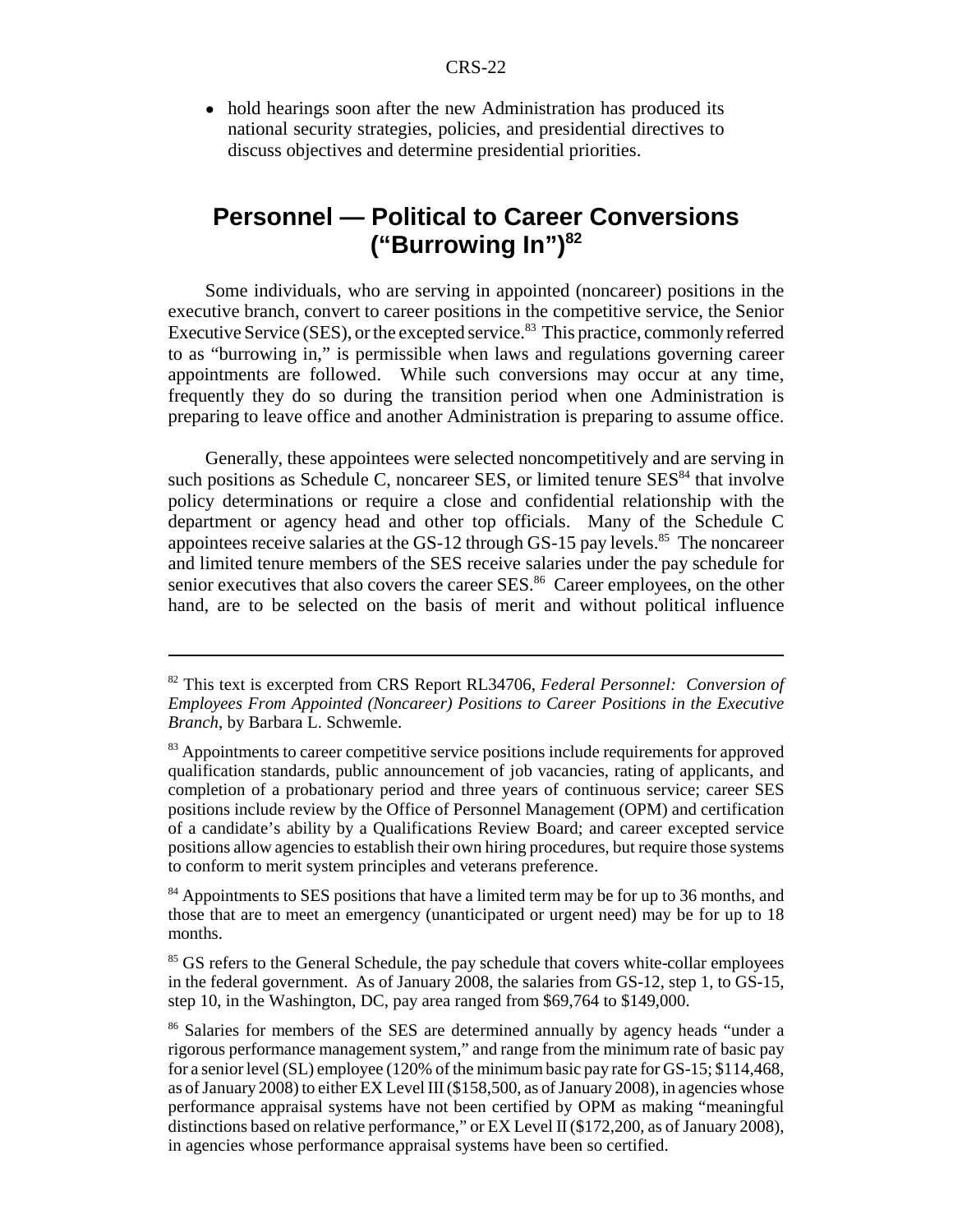- hold hearings soon after the new Administration has produced its national security strategies, policies, and presidential directives to discuss objectives and determine presidential priorities.

## Personnel — Political to Career Conversions ("Burrowing In")[82]

Some individuals, who are serving in appointed (noncareer) positions in the executive branch, convert to career positions in the competitive service, the Senior Executive Service (SES), or the excepted service.[83] This practice, commonly referred to as "burrowing in," is permissible when laws and regulations governing career appointments are followed. While such conversions may occur at any time, frequently they do so during the transition period when one Administration is preparing to leave office and another Administration is preparing to assume office.

Generally, these appointees were selected noncompetitively and are serving in such positions as Schedule C, noncareer SES, or limited tenure SES[84] that involve policy determinations or require a close and confidential relationship with the department or agency head and other top officials. Many of the Schedule C appointees receive salaries at the GS-12 through GS-15 pay levels.[85] The noncareer and limited tenure members of the SES receive salaries under the pay schedule for senior executives that also covers the career SES.[86] Career employees, on the other hand, are to be selected on the basis of merit and without political influence

---

[82] This text is excerpted from CRS Report RL34706, *Federal Personnel: Conversion of Employees From Appointed (Noncareer) Positions to Career Positions in the Executive Branch*, by Barbara L. Schwemle.

[83] Appointments to career competitive service positions include requirements for approved qualification standards, public announcement of job vacancies, rating of applicants, and completion of a probationary period and three years of continuous service; career SES positions include review by the Office of Personnel Management (OPM) and certification of a candidate's ability by a Qualifications Review Board; and career excepted service positions allow agencies to establish their own hiring procedures, but require those systems to conform to merit system principles and veterans preference.

[84] Appointments to SES positions that have a limited term may be for up to 36 months, and those that are to meet an emergency (unanticipated or urgent need) may be for up to 18 months.

[85] GS refers to the General Schedule, the pay schedule that covers white-collar employees in the federal government. As of January 2008, the salaries from GS-12, step 1, to GS-15, step 10, in the Washington, DC, pay area ranged from $69,764 to $149,000.

[86] Salaries for members of the SES are determined annually by agency heads "under a rigorous performance management system," and range from the minimum rate of basic pay for a senior level (SL) employee (120% of the minimum basic pay rate for GS-15; $114,468, as of January 2008) to either EX Level III ($158,500, as of January 2008), in agencies whose performance appraisal systems have not been certified by OPM as making "meaningful distinctions based on relative performance," or EX Level II ($172,200, as of January 2008), in agencies whose performance appraisal systems have been so certified.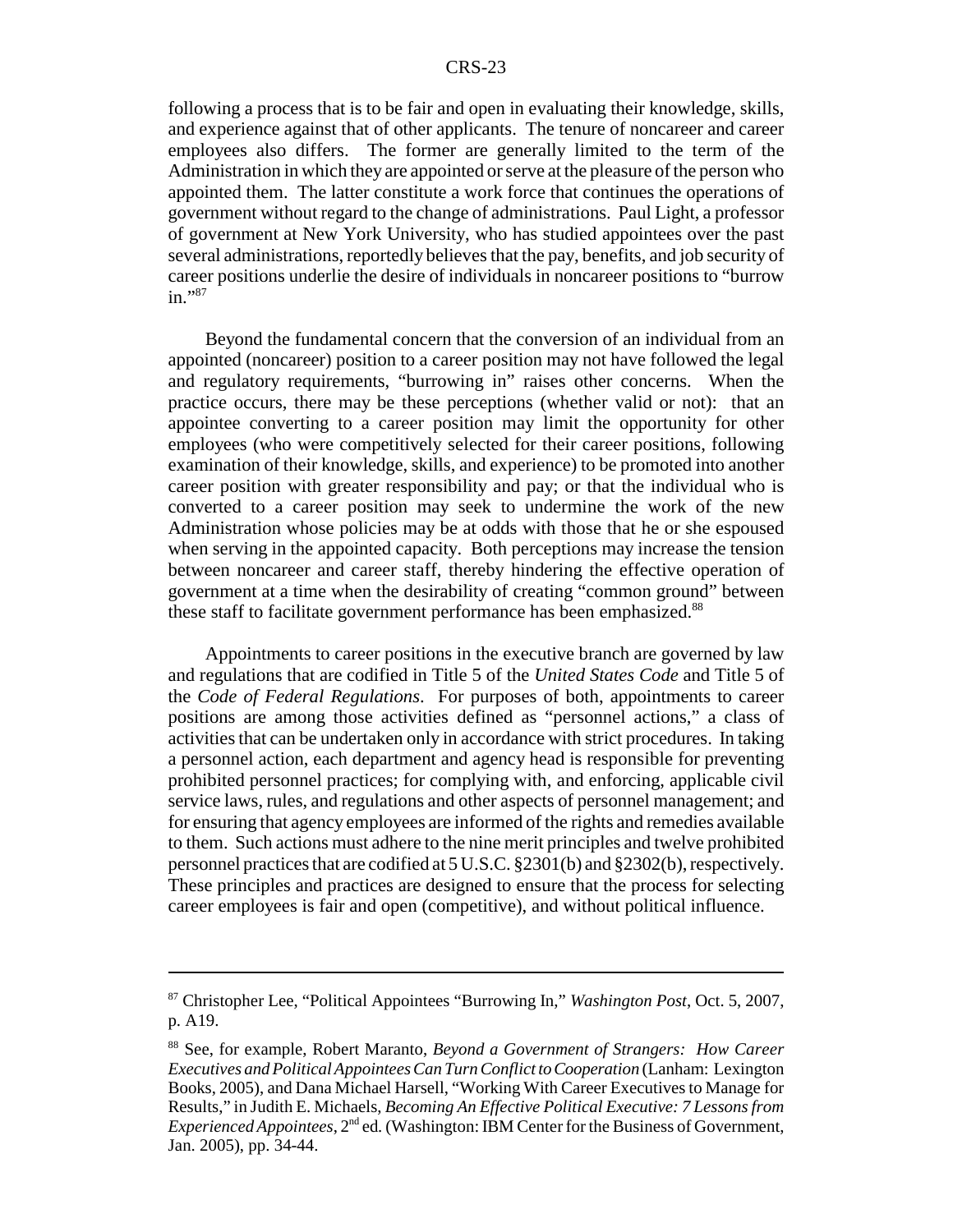following a process that is to be fair and open in evaluating their knowledge, skills, and experience against that of other applicants. The tenure of noncareer and career employees also differs. The former are generally limited to the term of the Administration in which they are appointed or serve at the pleasure of the person who appointed them. The latter constitute a work force that continues the operations of government without regard to the change of administrations. Paul Light, a professor of government at New York University, who has studied appointees over the past several administrations, reportedly believes that the pay, benefits, and job security of career positions underlie the desire of individuals in noncareer positions to "burrow in."[87]

Beyond the fundamental concern that the conversion of an individual from an appointed (noncareer) position to a career position may not have followed the legal and regulatory requirements, "burrowing in" raises other concerns. When the practice occurs, there may be these perceptions (whether valid or not): that an appointee converting to a career position may limit the opportunity for other employees (who were competitively selected for their career positions, following examination of their knowledge, skills, and experience) to be promoted into another career position with greater responsibility and pay; or that the individual who is converted to a career position may seek to undermine the work of the new Administration whose policies may be at odds with those that he or she espoused when serving in the appointed capacity. Both perceptions may increase the tension between noncareer and career staff, thereby hindering the effective operation of government at a time when the desirability of creating "common ground" between these staff to facilitate government performance has been emphasized.[88]

Appointments to career positions in the executive branch are governed by law and regulations that are codified in Title 5 of the *United States Code* and Title 5 of the *Code of Federal Regulations*. For purposes of both, appointments to career positions are among those activities defined as "personnel actions," a class of activities that can be undertaken only in accordance with strict procedures. In taking a personnel action, each department and agency head is responsible for preventing prohibited personnel practices; for complying with, and enforcing, applicable civil service laws, rules, and regulations and other aspects of personnel management; and for ensuring that agency employees are informed of the rights and remedies available to them. Such actions must adhere to the nine merit principles and twelve prohibited personnel practices that are codified at 5 U.S.C. §2301(b) and §2302(b), respectively. These principles and practices are designed to ensure that the process for selecting career employees is fair and open (competitive), and without political influence.

---

[87] Christopher Lee, "Political Appointees "Burrowing In," *Washington Post*, Oct. 5, 2007, p. A19.

[88] See, for example, Robert Maranto, *Beyond a Government of Strangers: How Career Executives and Political Appointees Can Turn Conflict to Cooperation* (Lanham: Lexington Books, 2005), and Dana Michael Harsell, "Working With Career Executives to Manage for Results," in Judith E. Michaels, *Becoming An Effective Political Executive: 7 Lessons from Experienced Appointees*, 2nd ed. (Washington: IBM Center for the Business of Government, Jan. 2005), pp. 34-44.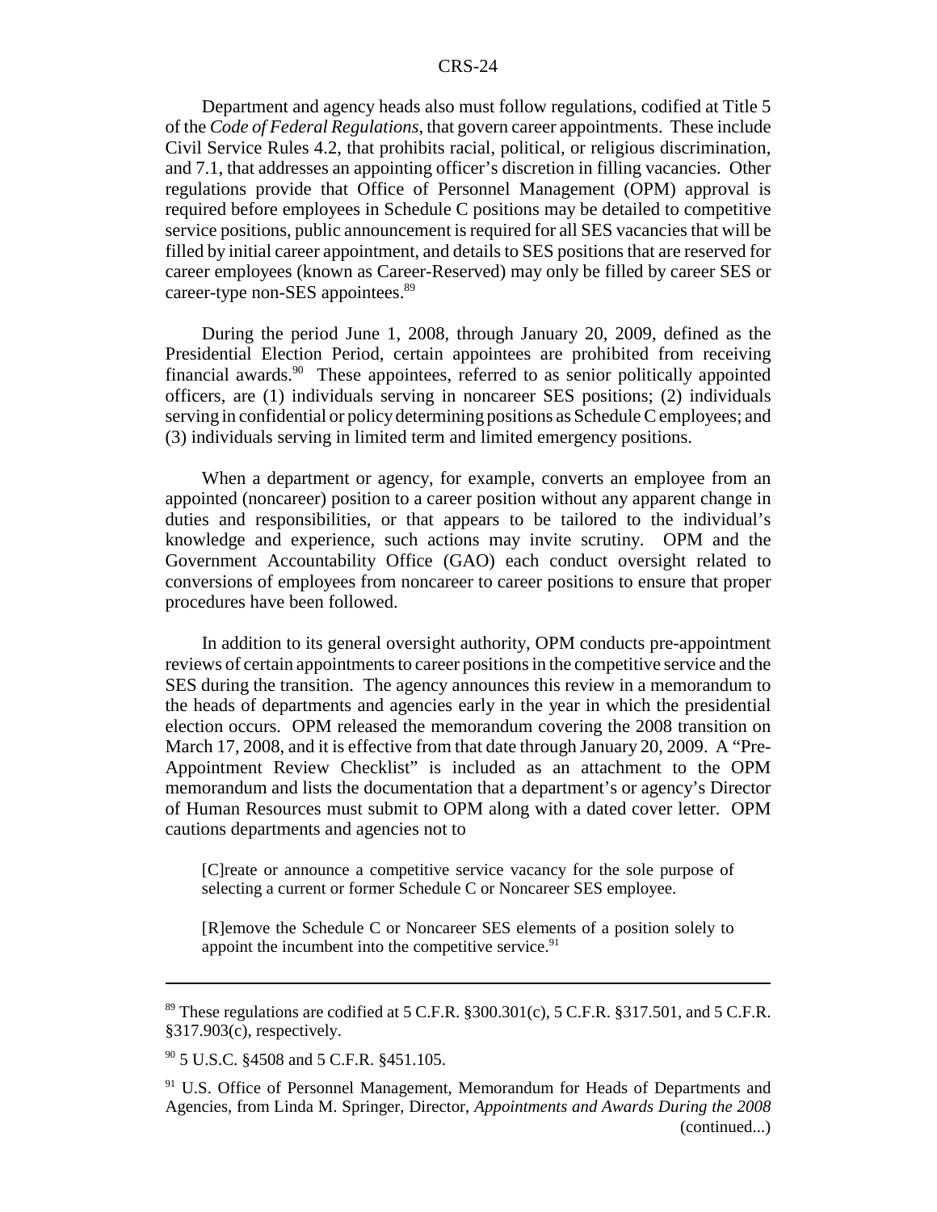Department and agency heads also must follow regulations, codified at Title 5 of the *Code of Federal Regulations*, that govern career appointments. These include Civil Service Rules 4.2, that prohibits racial, political, or religious discrimination, and 7.1, that addresses an appointing officer's discretion in filling vacancies. Other regulations provide that Office of Personnel Management (OPM) approval is required before employees in Schedule C positions may be detailed to competitive service positions, public announcement is required for all SES vacancies that will be filled by initial career appointment, and details to SES positions that are reserved for career employees (known as Career-Reserved) may only be filled by career SES or career-type non-SES appointees.[89]

During the period June 1, 2008, through January 20, 2009, defined as the Presidential Election Period, certain appointees are prohibited from receiving financial awards.[90] These appointees, referred to as senior politically appointed officers, are (1) individuals serving in noncareer SES positions; (2) individuals serving in confidential or policy determining positions as Schedule C employees; and (3) individuals serving in limited term and limited emergency positions.

When a department or agency, for example, converts an employee from an appointed (noncareer) position to a career position without any apparent change in duties and responsibilities, or that appears to be tailored to the individual's knowledge and experience, such actions may invite scrutiny. OPM and the Government Accountability Office (GAO) each conduct oversight related to conversions of employees from noncareer to career positions to ensure that proper procedures have been followed.

In addition to its general oversight authority, OPM conducts pre-appointment reviews of certain appointments to career positions in the competitive service and the SES during the transition. The agency announces this review in a memorandum to the heads of departments and agencies early in the year in which the presidential election occurs. OPM released the memorandum covering the 2008 transition on March 17, 2008, and it is effective from that date through January 20, 2009. A "Pre-Appointment Review Checklist" is included as an attachment to the OPM memorandum and lists the documentation that a department's or agency's Director of Human Resources must submit to OPM along with a dated cover letter. OPM cautions departments and agencies not to

> [C]reate or announce a competitive service vacancy for the sole purpose of selecting a current or former Schedule C or Noncareer SES employee.
>
> [R]emove the Schedule C or Noncareer SES elements of a position solely to appoint the incumbent into the competitive service.[91]

---

[89] These regulations are codified at 5 C.F.R. §300.301(c), 5 C.F.R. §317.501, and 5 C.F.R. §317.903(c), respectively.

[90] 5 U.S.C. §4508 and 5 C.F.R. §451.105.

[91] U.S. Office of Personnel Management, Memorandum for Heads of Departments and Agencies, from Linda M. Springer, Director, *Appointments and Awards During the 2008* (continued...)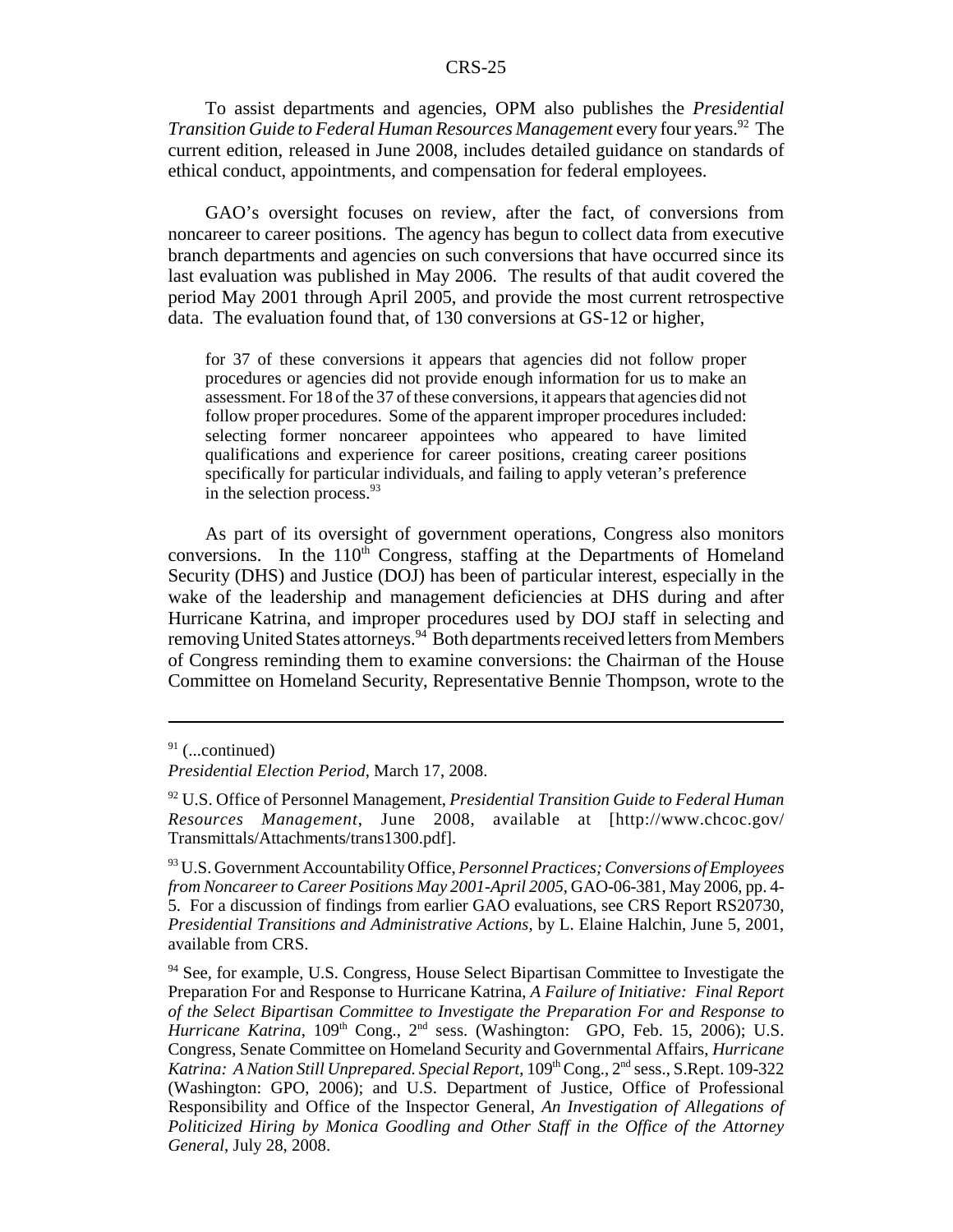To assist departments and agencies, OPM also publishes the *Presidential Transition Guide to Federal Human Resources Management* every four years.[92] The current edition, released in June 2008, includes detailed guidance on standards of ethical conduct, appointments, and compensation for federal employees.

GAO's oversight focuses on review, after the fact, of conversions from noncareer to career positions. The agency has begun to collect data from executive branch departments and agencies on such conversions that have occurred since its last evaluation was published in May 2006. The results of that audit covered the period May 2001 through April 2005, and provide the most current retrospective data. The evaluation found that, of 130 conversions at GS-12 or higher,

> for 37 of these conversions it appears that agencies did not follow proper procedures or agencies did not provide enough information for us to make an assessment. For 18 of the 37 of these conversions, it appears that agencies did not follow proper procedures. Some of the apparent improper procedures included: selecting former noncareer appointees who appeared to have limited qualifications and experience for career positions, creating career positions specifically for particular individuals, and failing to apply veteran's preference in the selection process.[93]

As part of its oversight of government operations, Congress also monitors conversions. In the 110th Congress, staffing at the Departments of Homeland Security (DHS) and Justice (DOJ) has been of particular interest, especially in the wake of the leadership and management deficiencies at DHS during and after Hurricane Katrina, and improper procedures used by DOJ staff in selecting and removing United States attorneys.[94] Both departments received letters from Members of Congress reminding them to examine conversions: the Chairman of the House Committee on Homeland Security, Representative Bennie Thompson, wrote to the

---

[91] (...continued)
*Presidential Election Period*, March 17, 2008.

[92] U.S. Office of Personnel Management, *Presidential Transition Guide to Federal Human Resources Management*, June 2008, available at [http://www.chcoc.gov/Transmittals/Attachments/trans1300.pdf].

[93] U.S. Government Accountability Office, *Personnel Practices; Conversions of Employees from Noncareer to Career Positions May 2001-April 2005*, GAO-06-381, May 2006, pp. 4-5. For a discussion of findings from earlier GAO evaluations, see CRS Report RS20730, *Presidential Transitions and Administrative Actions*, by L. Elaine Halchin, June 5, 2001, available from CRS.

[94] See, for example, U.S. Congress, House Select Bipartisan Committee to Investigate the Preparation For and Response to Hurricane Katrina, *A Failure of Initiative: Final Report of the Select Bipartisan Committee to Investigate the Preparation For and Response to Hurricane Katrina*, 109th Cong., 2nd sess. (Washington: GPO, Feb. 15, 2006); U.S. Congress, Senate Committee on Homeland Security and Governmental Affairs, *Hurricane Katrina: A Nation Still Unprepared. Special Report*, 109th Cong., 2nd sess., S.Rept. 109-322 (Washington: GPO, 2006); and U.S. Department of Justice, Office of Professional Responsibility and Office of the Inspector General, *An Investigation of Allegations of Politicized Hiring by Monica Goodling and Other Staff in the Office of the Attorney General*, July 28, 2008.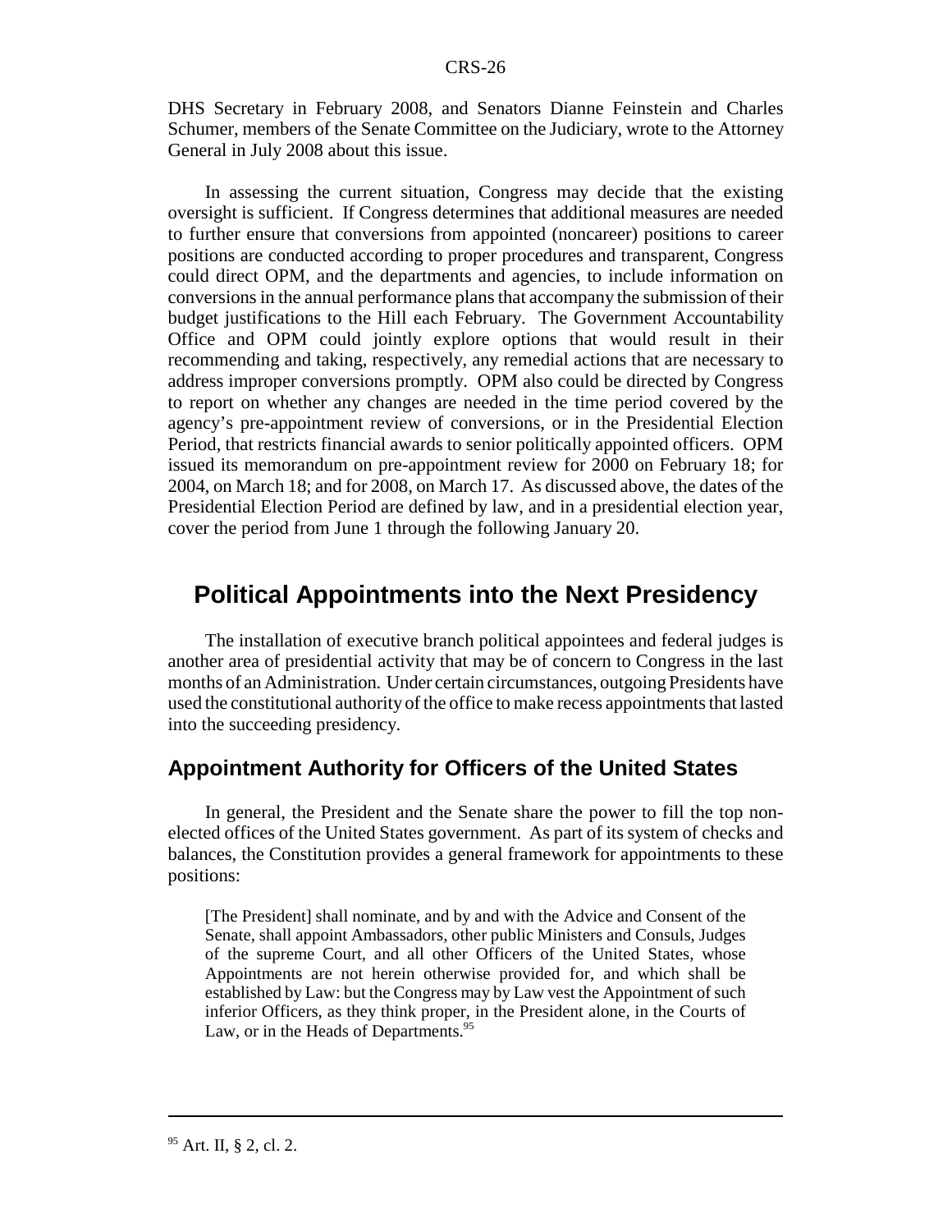DHS Secretary in February 2008, and Senators Dianne Feinstein and Charles Schumer, members of the Senate Committee on the Judiciary, wrote to the Attorney General in July 2008 about this issue.

In assessing the current situation, Congress may decide that the existing oversight is sufficient. If Congress determines that additional measures are needed to further ensure that conversions from appointed (noncareer) positions to career positions are conducted according to proper procedures and transparent, Congress could direct OPM, and the departments and agencies, to include information on conversions in the annual performance plans that accompany the submission of their budget justifications to the Hill each February. The Government Accountability Office and OPM could jointly explore options that would result in their recommending and taking, respectively, any remedial actions that are necessary to address improper conversions promptly. OPM also could be directed by Congress to report on whether any changes are needed in the time period covered by the agency's pre-appointment review of conversions, or in the Presidential Election Period, that restricts financial awards to senior politically appointed officers. OPM issued its memorandum on pre-appointment review for 2000 on February 18; for 2004, on March 18; and for 2008, on March 17. As discussed above, the dates of the Presidential Election Period are defined by law, and in a presidential election year, cover the period from June 1 through the following January 20.

# Political Appointments into the Next Presidency

The installation of executive branch political appointees and federal judges is another area of presidential activity that may be of concern to Congress in the last months of an Administration. Under certain circumstances, outgoing Presidents have used the constitutional authority of the office to make recess appointments that lasted into the succeeding presidency.

## Appointment Authority for Officers of the United States

In general, the President and the Senate share the power to fill the top non-elected offices of the United States government. As part of its system of checks and balances, the Constitution provides a general framework for appointments to these positions:

> [The President] shall nominate, and by and with the Advice and Consent of the Senate, shall appoint Ambassadors, other public Ministers and Consuls, Judges of the supreme Court, and all other Officers of the United States, whose Appointments are not herein otherwise provided for, and which shall be established by Law: but the Congress may by Law vest the Appointment of such inferior Officers, as they think proper, in the President alone, in the Courts of Law, or in the Heads of Departments.[95]

[95] Art. II, § 2, cl. 2.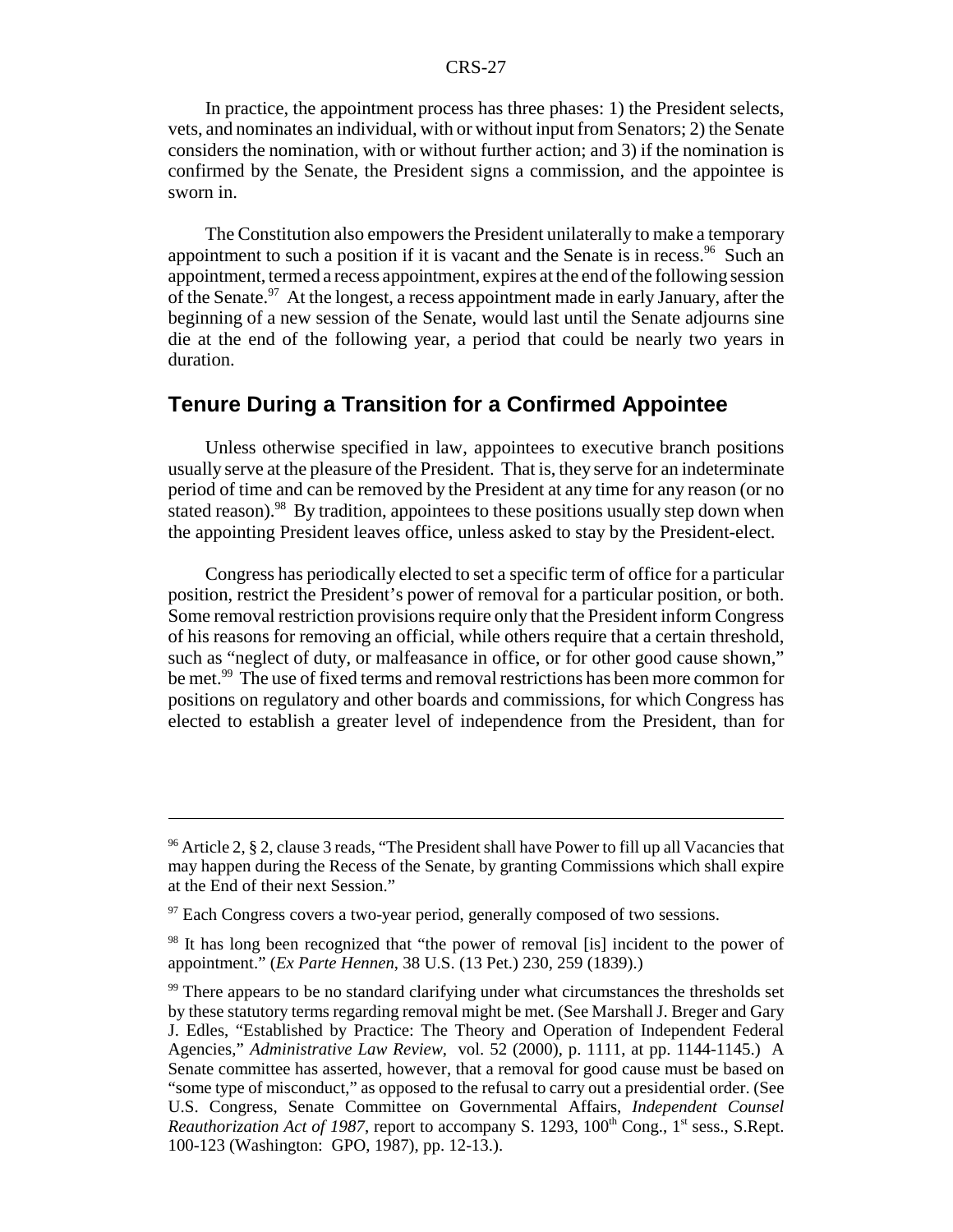In practice, the appointment process has three phases: 1) the President selects, vets, and nominates an individual, with or without input from Senators; 2) the Senate considers the nomination, with or without further action; and 3) if the nomination is confirmed by the Senate, the President signs a commission, and the appointee is sworn in.

The Constitution also empowers the President unilaterally to make a temporary appointment to such a position if it is vacant and the Senate is in recess.[96] Such an appointment, termed a recess appointment, expires at the end of the following session of the Senate.[97] At the longest, a recess appointment made in early January, after the beginning of a new session of the Senate, would last until the Senate adjourns sine die at the end of the following year, a period that could be nearly two years in duration.

## Tenure During a Transition for a Confirmed Appointee

Unless otherwise specified in law, appointees to executive branch positions usually serve at the pleasure of the President. That is, they serve for an indeterminate period of time and can be removed by the President at any time for any reason (or no stated reason).[98] By tradition, appointees to these positions usually step down when the appointing President leaves office, unless asked to stay by the President-elect.

Congress has periodically elected to set a specific term of office for a particular position, restrict the President's power of removal for a particular position, or both. Some removal restriction provisions require only that the President inform Congress of his reasons for removing an official, while others require that a certain threshold, such as "neglect of duty, or malfeasance in office, or for other good cause shown," be met.[99] The use of fixed terms and removal restrictions has been more common for positions on regulatory and other boards and commissions, for which Congress has elected to establish a greater level of independence from the President, than for

---

[96] Article 2, § 2, clause 3 reads, "The President shall have Power to fill up all Vacancies that may happen during the Recess of the Senate, by granting Commissions which shall expire at the End of their next Session."

[97] Each Congress covers a two-year period, generally composed of two sessions.

[98] It has long been recognized that "the power of removal [is] incident to the power of appointment." (*Ex Parte Hennen*, 38 U.S. (13 Pet.) 230, 259 (1839).)

[99] There appears to be no standard clarifying under what circumstances the thresholds set by these statutory terms regarding removal might be met. (See Marshall J. Breger and Gary J. Edles, "Established by Practice: The Theory and Operation of Independent Federal Agencies," *Administrative Law Review*, vol. 52 (2000), p. 1111, at pp. 1144-1145.) A Senate committee has asserted, however, that a removal for good cause must be based on "some type of misconduct," as opposed to the refusal to carry out a presidential order. (See U.S. Congress, Senate Committee on Governmental Affairs, *Independent Counsel Reauthorization Act of 1987*, report to accompany S. 1293, 100th Cong., 1st sess., S.Rept. 100-123 (Washington: GPO, 1987), pp. 12-13.).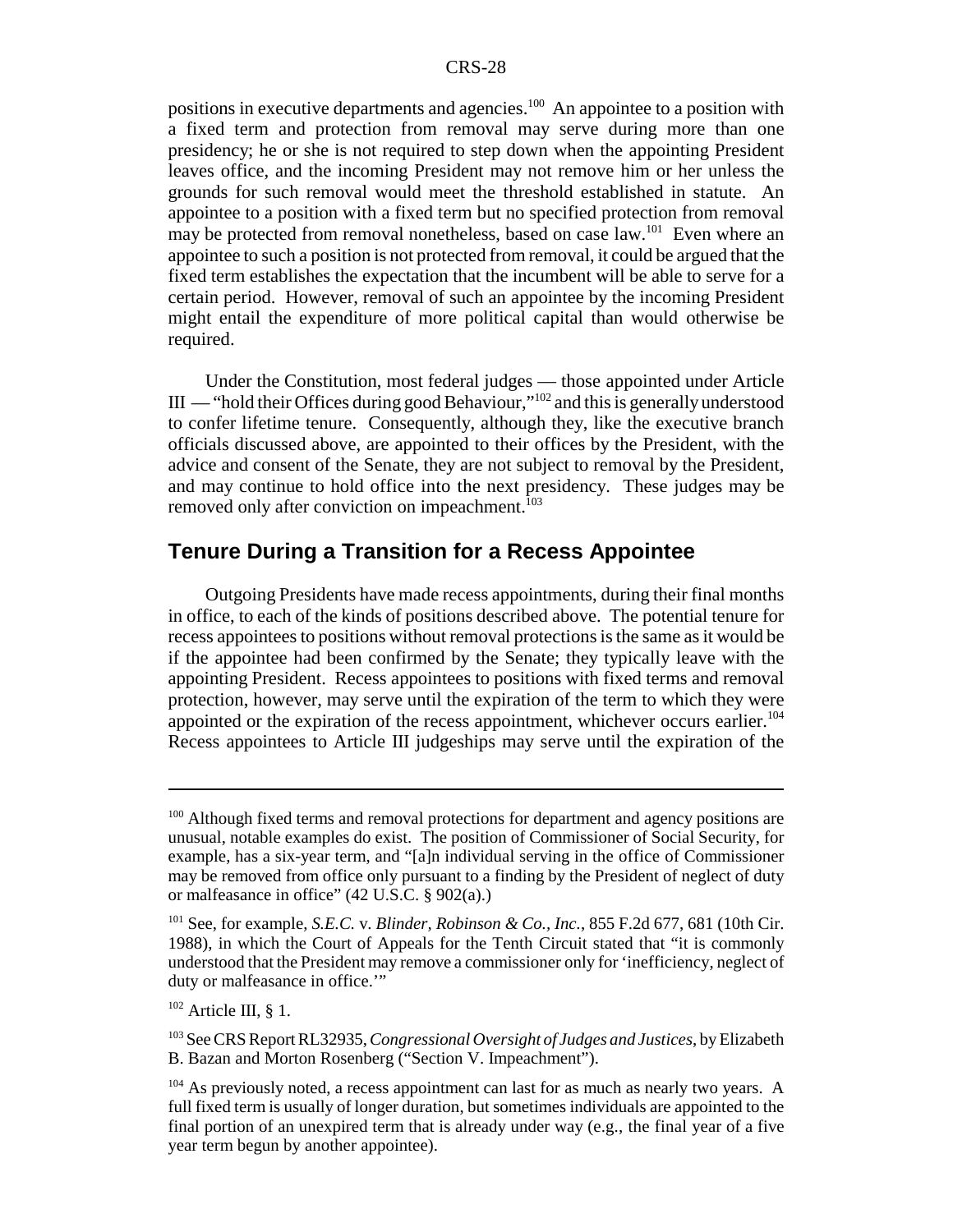positions in executive departments and agencies.[100] An appointee to a position with a fixed term and protection from removal may serve during more than one presidency; he or she is not required to step down when the appointing President leaves office, and the incoming President may not remove him or her unless the grounds for such removal would meet the threshold established in statute. An appointee to a position with a fixed term but no specified protection from removal may be protected from removal nonetheless, based on case law.[101] Even where an appointee to such a position is not protected from removal, it could be argued that the fixed term establishes the expectation that the incumbent will be able to serve for a certain period. However, removal of such an appointee by the incoming President might entail the expenditure of more political capital than would otherwise be required.

Under the Constitution, most federal judges — those appointed under Article III — "hold their Offices during good Behaviour,"[102] and this is generally understood to confer lifetime tenure. Consequently, although they, like the executive branch officials discussed above, are appointed to their offices by the President, with the advice and consent of the Senate, they are not subject to removal by the President, and may continue to hold office into the next presidency. These judges may be removed only after conviction on impeachment.[103]

## Tenure During a Transition for a Recess Appointee

Outgoing Presidents have made recess appointments, during their final months in office, to each of the kinds of positions described above. The potential tenure for recess appointees to positions without removal protections is the same as it would be if the appointee had been confirmed by the Senate; they typically leave with the appointing President. Recess appointees to positions with fixed terms and removal protection, however, may serve until the expiration of the term to which they were appointed or the expiration of the recess appointment, whichever occurs earlier.[104] Recess appointees to Article III judgeships may serve until the expiration of the

---

[100] Although fixed terms and removal protections for department and agency positions are unusual, notable examples do exist. The position of Commissioner of Social Security, for example, has a six-year term, and "[a]n individual serving in the office of Commissioner may be removed from office only pursuant to a finding by the President of neglect of duty or malfeasance in office" (42 U.S.C. § 902(a).)

[101] See, for example, *S.E.C.* v. *Blinder, Robinson & Co., Inc.*, 855 F.2d 677, 681 (10th Cir. 1988), in which the Court of Appeals for the Tenth Circuit stated that "it is commonly understood that the President may remove a commissioner only for 'inefficiency, neglect of duty or malfeasance in office.'"

[102] Article III, § 1.

[103] See CRS Report RL32935, *Congressional Oversight of Judges and Justices*, by Elizabeth B. Bazan and Morton Rosenberg ("Section V. Impeachment").

[104] As previously noted, a recess appointment can last for as much as nearly two years. A full fixed term is usually of longer duration, but sometimes individuals are appointed to the final portion of an unexpired term that is already under way (e.g., the final year of a five year term begun by another appointee).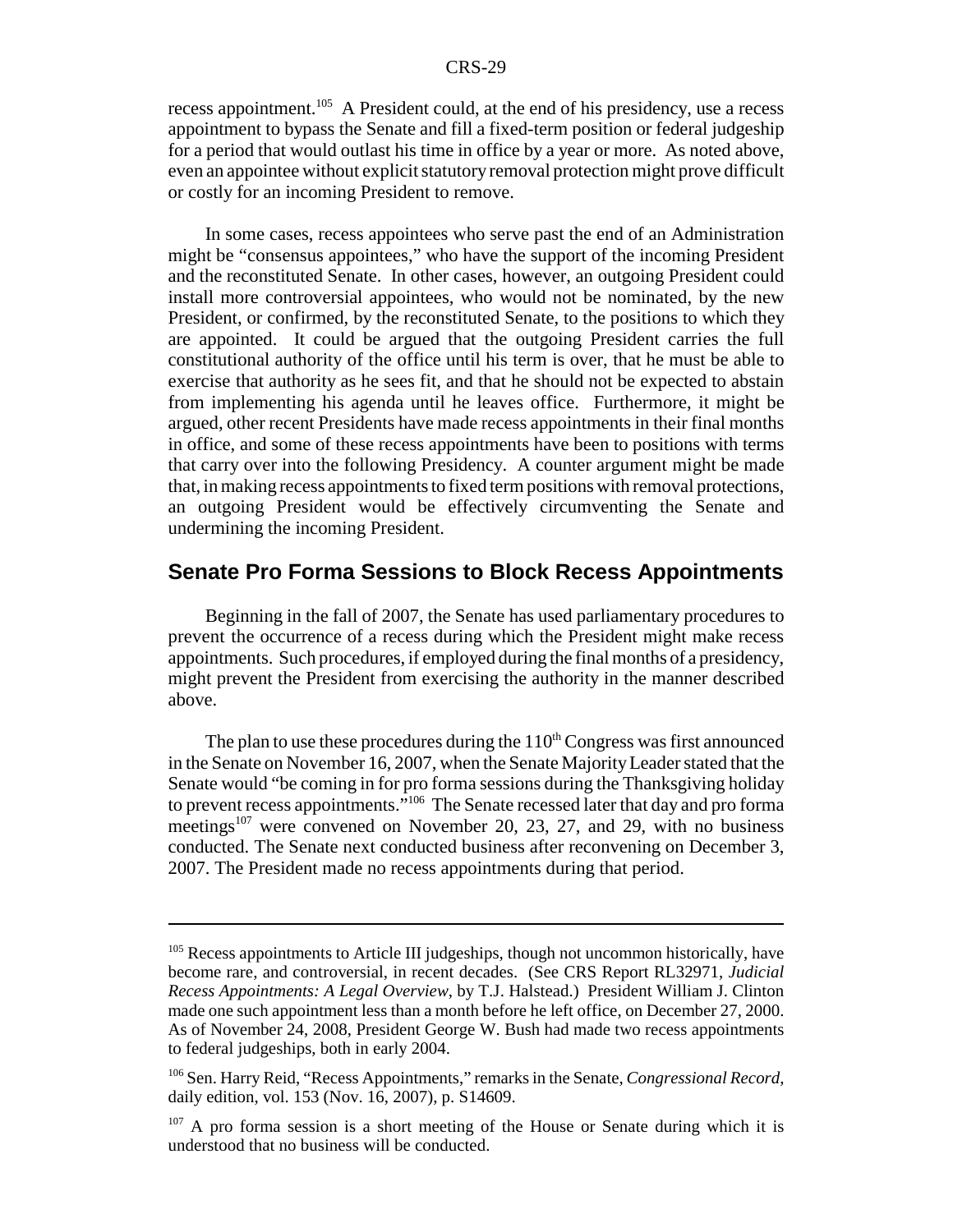recess appointment.[105] A President could, at the end of his presidency, use a recess appointment to bypass the Senate and fill a fixed-term position or federal judgeship for a period that would outlast his time in office by a year or more. As noted above, even an appointee without explicit statutory removal protection might prove difficult or costly for an incoming President to remove.

In some cases, recess appointees who serve past the end of an Administration might be "consensus appointees," who have the support of the incoming President and the reconstituted Senate. In other cases, however, an outgoing President could install more controversial appointees, who would not be nominated, by the new President, or confirmed, by the reconstituted Senate, to the positions to which they are appointed. It could be argued that the outgoing President carries the full constitutional authority of the office until his term is over, that he must be able to exercise that authority as he sees fit, and that he should not be expected to abstain from implementing his agenda until he leaves office. Furthermore, it might be argued, other recent Presidents have made recess appointments in their final months in office, and some of these recess appointments have been to positions with terms that carry over into the following Presidency. A counter argument might be made that, in making recess appointments to fixed term positions with removal protections, an outgoing President would be effectively circumventing the Senate and undermining the incoming President.

## Senate Pro Forma Sessions to Block Recess Appointments

Beginning in the fall of 2007, the Senate has used parliamentary procedures to prevent the occurrence of a recess during which the President might make recess appointments. Such procedures, if employed during the final months of a presidency, might prevent the President from exercising the authority in the manner described above.

The plan to use these procedures during the 110th Congress was first announced in the Senate on November 16, 2007, when the Senate Majority Leader stated that the Senate would "be coming in for pro forma sessions during the Thanksgiving holiday to prevent recess appointments."[106] The Senate recessed later that day and pro forma meetings[107] were convened on November 20, 23, 27, and 29, with no business conducted. The Senate next conducted business after reconvening on December 3, 2007. The President made no recess appointments during that period.

---

[105] Recess appointments to Article III judgeships, though not uncommon historically, have become rare, and controversial, in recent decades. (See CRS Report RL32971, *Judicial Recess Appointments: A Legal Overview*, by T.J. Halstead.) President William J. Clinton made one such appointment less than a month before he left office, on December 27, 2000. As of November 24, 2008, President George W. Bush had made two recess appointments to federal judgeships, both in early 2004.

[106] Sen. Harry Reid, "Recess Appointments," remarks in the Senate, *Congressional Record*, daily edition, vol. 153 (Nov. 16, 2007), p. S14609.

[107] A pro forma session is a short meeting of the House or Senate during which it is understood that no business will be conducted.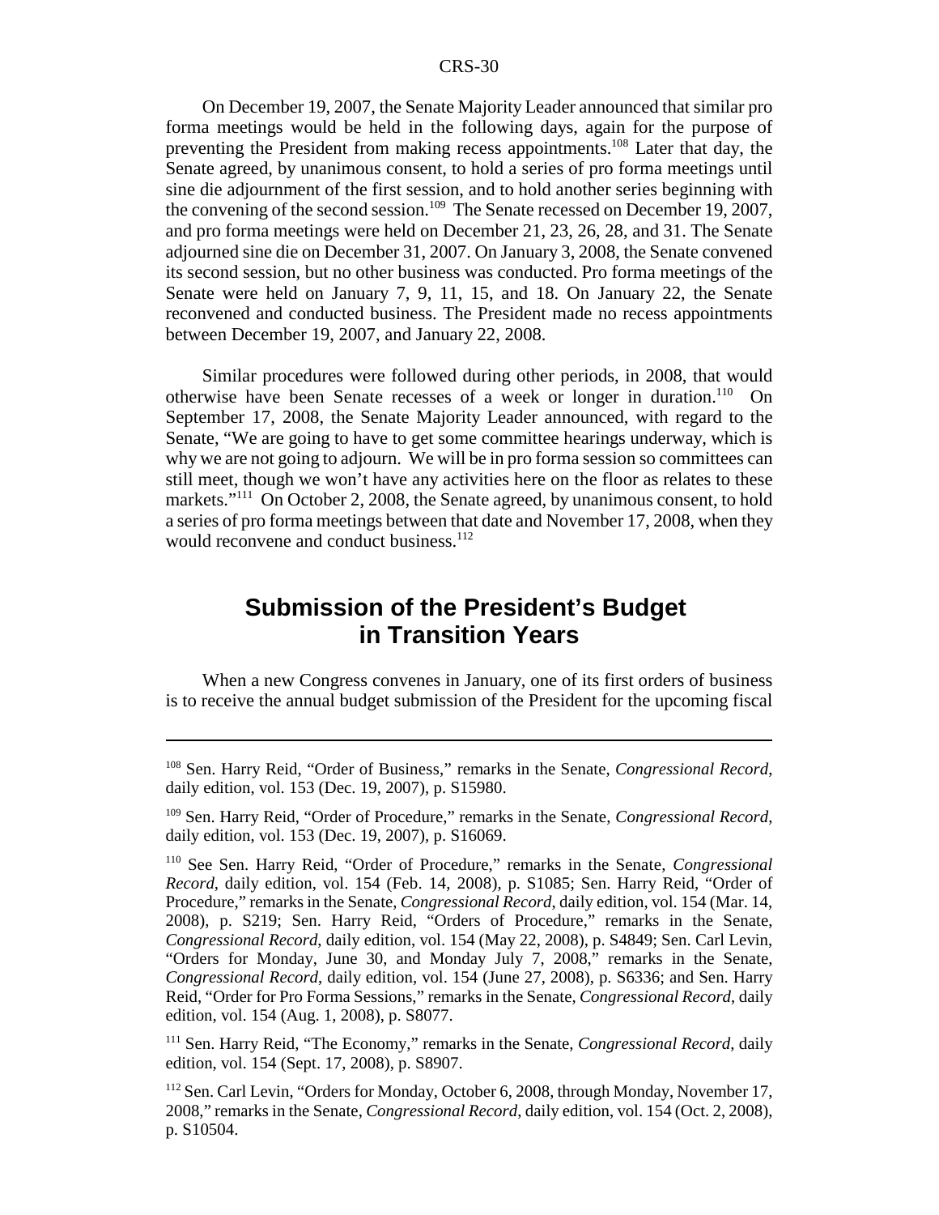On December 19, 2007, the Senate Majority Leader announced that similar pro forma meetings would be held in the following days, again for the purpose of preventing the President from making recess appointments.[108] Later that day, the Senate agreed, by unanimous consent, to hold a series of pro forma meetings until sine die adjournment of the first session, and to hold another series beginning with the convening of the second session.[109] The Senate recessed on December 19, 2007, and pro forma meetings were held on December 21, 23, 26, 28, and 31. The Senate adjourned sine die on December 31, 2007. On January 3, 2008, the Senate convened its second session, but no other business was conducted. Pro forma meetings of the Senate were held on January 7, 9, 11, 15, and 18. On January 22, the Senate reconvened and conducted business. The President made no recess appointments between December 19, 2007, and January 22, 2008.

Similar procedures were followed during other periods, in 2008, that would otherwise have been Senate recesses of a week or longer in duration.[110] On September 17, 2008, the Senate Majority Leader announced, with regard to the Senate, "We are going to have to get some committee hearings underway, which is why we are not going to adjourn. We will be in pro forma session so committees can still meet, though we won't have any activities here on the floor as relates to these markets."[111] On October 2, 2008, the Senate agreed, by unanimous consent, to hold a series of pro forma meetings between that date and November 17, 2008, when they would reconvene and conduct business.[112]

## Submission of the President's Budget in Transition Years

When a new Congress convenes in January, one of its first orders of business is to receive the annual budget submission of the President for the upcoming fiscal

---

[108] Sen. Harry Reid, "Order of Business," remarks in the Senate, *Congressional Record*, daily edition, vol. 153 (Dec. 19, 2007), p. S15980.

[109] Sen. Harry Reid, "Order of Procedure," remarks in the Senate, *Congressional Record*, daily edition, vol. 153 (Dec. 19, 2007), p. S16069.

[110] See Sen. Harry Reid, "Order of Procedure," remarks in the Senate, *Congressional Record*, daily edition, vol. 154 (Feb. 14, 2008), p. S1085; Sen. Harry Reid, "Order of Procedure," remarks in the Senate, *Congressional Record*, daily edition, vol. 154 (Mar. 14, 2008), p. S219; Sen. Harry Reid, "Orders of Procedure," remarks in the Senate, *Congressional Record*, daily edition, vol. 154 (May 22, 2008), p. S4849; Sen. Carl Levin, "Orders for Monday, June 30, and Monday July 7, 2008," remarks in the Senate, *Congressional Record*, daily edition, vol. 154 (June 27, 2008), p. S6336; and Sen. Harry Reid, "Order for Pro Forma Sessions," remarks in the Senate, *Congressional Record*, daily edition, vol. 154 (Aug. 1, 2008), p. S8077.

[111] Sen. Harry Reid, "The Economy," remarks in the Senate, *Congressional Record*, daily edition, vol. 154 (Sept. 17, 2008), p. S8907.

[112] Sen. Carl Levin, "Orders for Monday, October 6, 2008, through Monday, November 17, 2008," remarks in the Senate, *Congressional Record*, daily edition, vol. 154 (Oct. 2, 2008), p. S10504.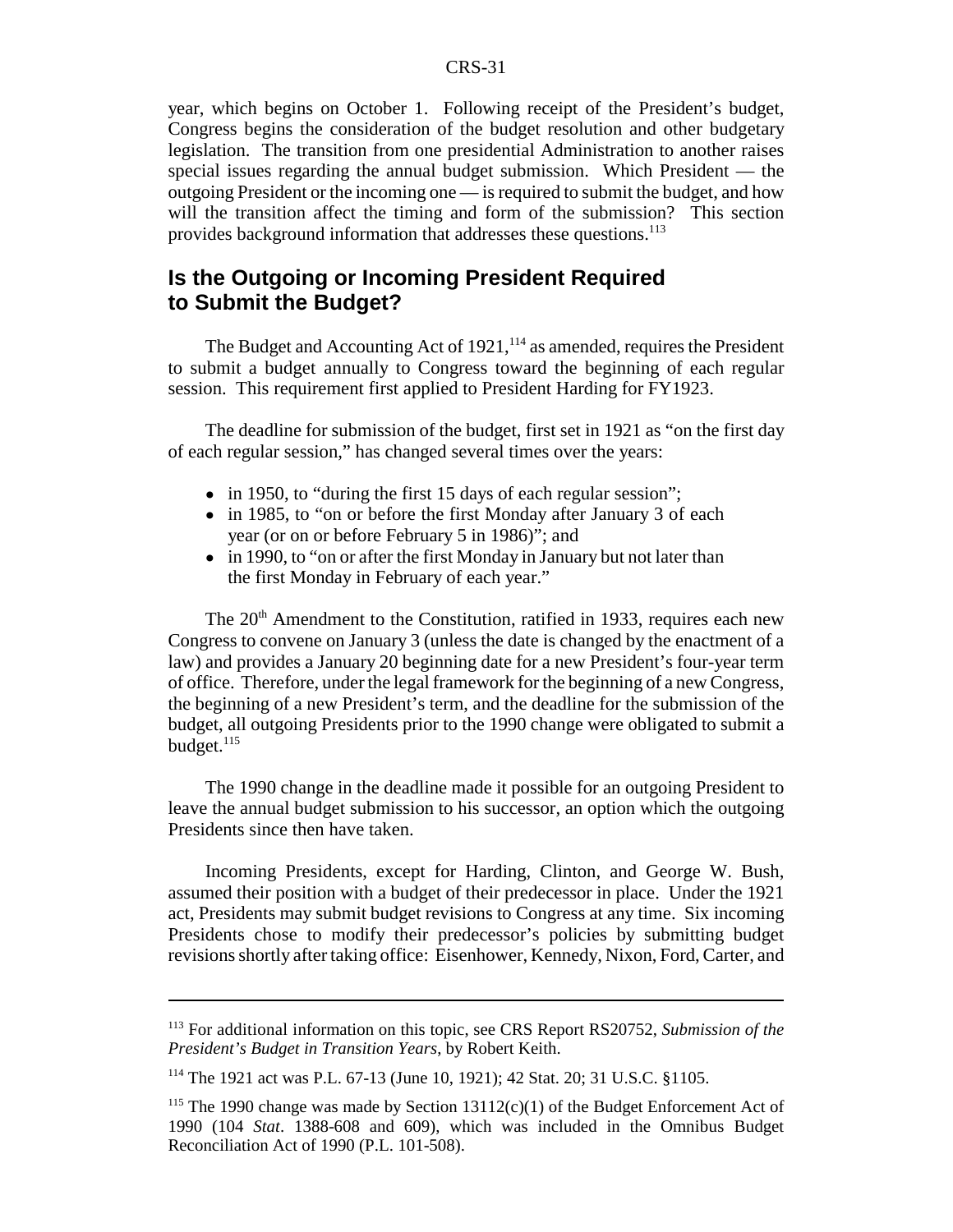year, which begins on October 1. Following receipt of the President's budget, Congress begins the consideration of the budget resolution and other budgetary legislation. The transition from one presidential Administration to another raises special issues regarding the annual budget submission. Which President — the outgoing President or the incoming one — is required to submit the budget, and how will the transition affect the timing and form of the submission? This section provides background information that addresses these questions.[113]

## Is the Outgoing or Incoming President Required to Submit the Budget?

The Budget and Accounting Act of 1921,[114] as amended, requires the President to submit a budget annually to Congress toward the beginning of each regular session. This requirement first applied to President Harding for FY1923.

The deadline for submission of the budget, first set in 1921 as "on the first day of each regular session," has changed several times over the years:

- in 1950, to "during the first 15 days of each regular session";
- in 1985, to "on or before the first Monday after January 3 of each year (or on or before February 5 in 1986)"; and
- in 1990, to "on or after the first Monday in January but not later than the first Monday in February of each year."

The 20th Amendment to the Constitution, ratified in 1933, requires each new Congress to convene on January 3 (unless the date is changed by the enactment of a law) and provides a January 20 beginning date for a new President's four-year term of office. Therefore, under the legal framework for the beginning of a new Congress, the beginning of a new President's term, and the deadline for the submission of the budget, all outgoing Presidents prior to the 1990 change were obligated to submit a budget.[115]

The 1990 change in the deadline made it possible for an outgoing President to leave the annual budget submission to his successor, an option which the outgoing Presidents since then have taken.

Incoming Presidents, except for Harding, Clinton, and George W. Bush, assumed their position with a budget of their predecessor in place. Under the 1921 act, Presidents may submit budget revisions to Congress at any time. Six incoming Presidents chose to modify their predecessor's policies by submitting budget revisions shortly after taking office: Eisenhower, Kennedy, Nixon, Ford, Carter, and

---

[113] For additional information on this topic, see CRS Report RS20752, *Submission of the President's Budget in Transition Years*, by Robert Keith.

[114] The 1921 act was P.L. 67-13 (June 10, 1921); 42 Stat. 20; 31 U.S.C. §1105.

[115] The 1990 change was made by Section 13112(c)(1) of the Budget Enforcement Act of 1990 (104 *Stat*. 1388-608 and 609), which was included in the Omnibus Budget Reconciliation Act of 1990 (P.L. 101-508).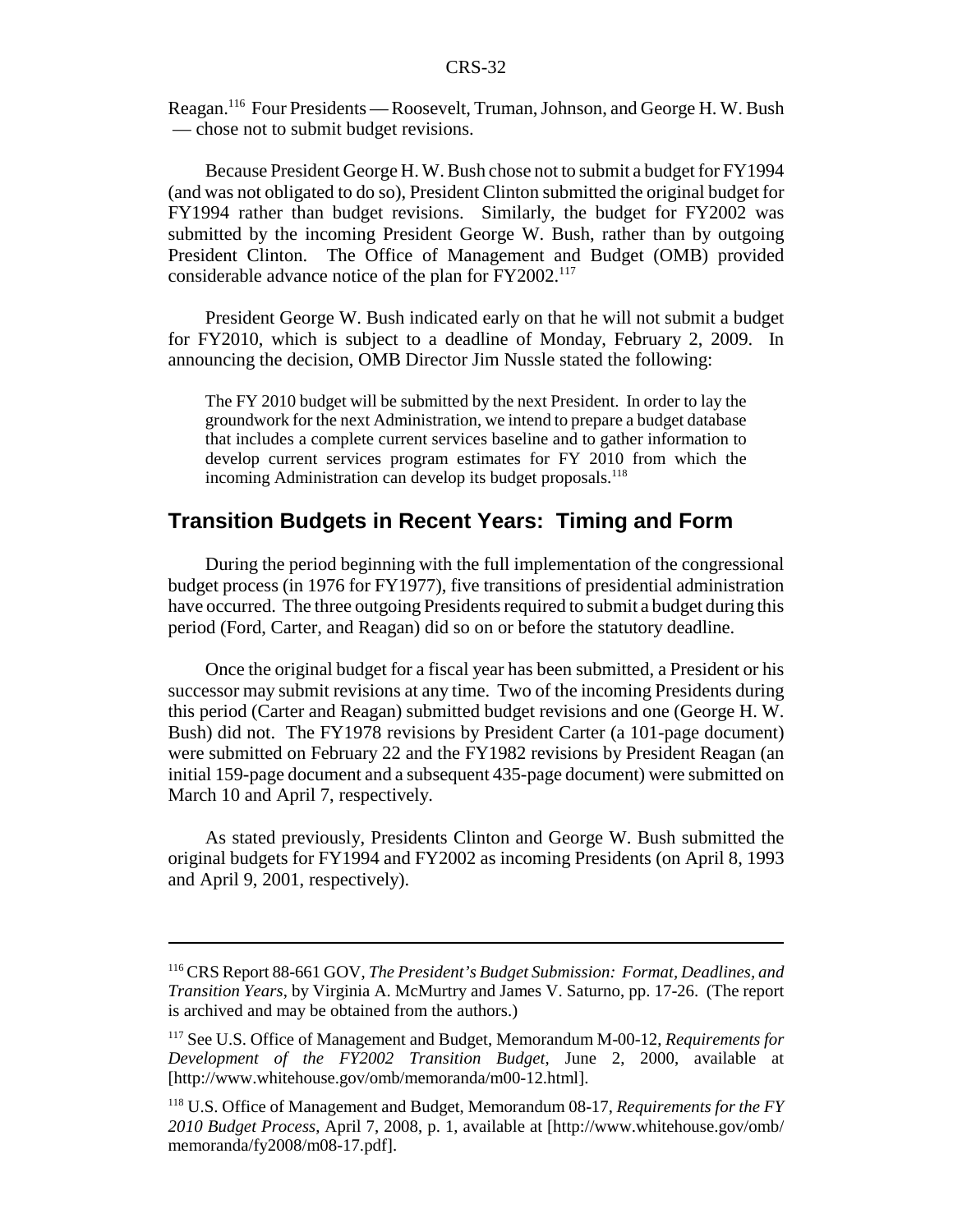Reagan.[116] Four Presidents — Roosevelt, Truman, Johnson, and George H. W. Bush — chose not to submit budget revisions.

Because President George H. W. Bush chose not to submit a budget for FY1994 (and was not obligated to do so), President Clinton submitted the original budget for FY1994 rather than budget revisions. Similarly, the budget for FY2002 was submitted by the incoming President George W. Bush, rather than by outgoing President Clinton. The Office of Management and Budget (OMB) provided considerable advance notice of the plan for FY2002.[117]

President George W. Bush indicated early on that he will not submit a budget for FY2010, which is subject to a deadline of Monday, February 2, 2009. In announcing the decision, OMB Director Jim Nussle stated the following:

> The FY 2010 budget will be submitted by the next President. In order to lay the groundwork for the next Administration, we intend to prepare a budget database that includes a complete current services baseline and to gather information to develop current services program estimates for FY 2010 from which the incoming Administration can develop its budget proposals.[118]

## Transition Budgets in Recent Years: Timing and Form

During the period beginning with the full implementation of the congressional budget process (in 1976 for FY1977), five transitions of presidential administration have occurred. The three outgoing Presidents required to submit a budget during this period (Ford, Carter, and Reagan) did so on or before the statutory deadline.

Once the original budget for a fiscal year has been submitted, a President or his successor may submit revisions at any time. Two of the incoming Presidents during this period (Carter and Reagan) submitted budget revisions and one (George H. W. Bush) did not. The FY1978 revisions by President Carter (a 101-page document) were submitted on February 22 and the FY1982 revisions by President Reagan (an initial 159-page document and a subsequent 435-page document) were submitted on March 10 and April 7, respectively.

As stated previously, Presidents Clinton and George W. Bush submitted the original budgets for FY1994 and FY2002 as incoming Presidents (on April 8, 1993 and April 9, 2001, respectively).

---

[116] CRS Report 88-661 GOV, *The President's Budget Submission: Format, Deadlines, and Transition Years*, by Virginia A. McMurtry and James V. Saturno, pp. 17-26. (The report is archived and may be obtained from the authors.)

[117] See U.S. Office of Management and Budget, Memorandum M-00-12, *Requirements for Development of the FY2002 Transition Budget*, June 2, 2000, available at [http://www.whitehouse.gov/omb/memoranda/m00-12.html].

[118] U.S. Office of Management and Budget, Memorandum 08-17, *Requirements for the FY 2010 Budget Process*, April 7, 2008, p. 1, available at [http://www.whitehouse.gov/omb/memoranda/fy2008/m08-17.pdf].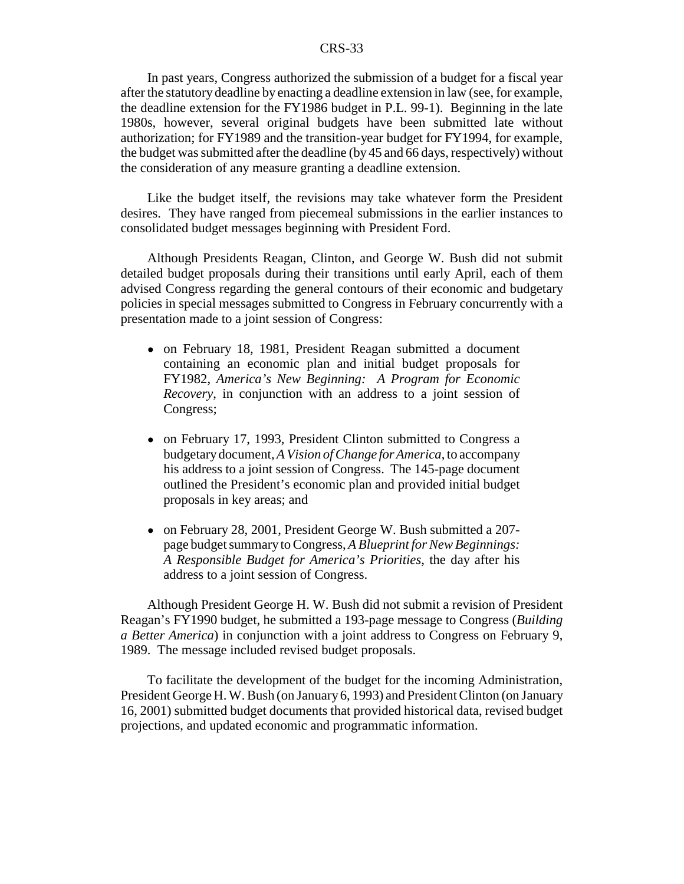In past years, Congress authorized the submission of a budget for a fiscal year after the statutory deadline by enacting a deadline extension in law (see, for example, the deadline extension for the FY1986 budget in P.L. 99-1). Beginning in the late 1980s, however, several original budgets have been submitted late without authorization; for FY1989 and the transition-year budget for FY1994, for example, the budget was submitted after the deadline (by 45 and 66 days, respectively) without the consideration of any measure granting a deadline extension.

Like the budget itself, the revisions may take whatever form the President desires. They have ranged from piecemeal submissions in the earlier instances to consolidated budget messages beginning with President Ford.

Although Presidents Reagan, Clinton, and George W. Bush did not submit detailed budget proposals during their transitions until early April, each of them advised Congress regarding the general contours of their economic and budgetary policies in special messages submitted to Congress in February concurrently with a presentation made to a joint session of Congress:

- on February 18, 1981, President Reagan submitted a document containing an economic plan and initial budget proposals for FY1982, *America's New Beginning: A Program for Economic Recovery*, in conjunction with an address to a joint session of Congress;
- on February 17, 1993, President Clinton submitted to Congress a budgetary document, *A Vision of Change for America*, to accompany his address to a joint session of Congress. The 145-page document outlined the President's economic plan and provided initial budget proposals in key areas; and
- on February 28, 2001, President George W. Bush submitted a 207-page budget summary to Congress, *A Blueprint for New Beginnings: A Responsible Budget for America's Priorities*, the day after his address to a joint session of Congress.

Although President George H. W. Bush did not submit a revision of President Reagan's FY1990 budget, he submitted a 193-page message to Congress (*Building a Better America*) in conjunction with a joint address to Congress on February 9, 1989. The message included revised budget proposals.

To facilitate the development of the budget for the incoming Administration, President George H. W. Bush (on January 6, 1993) and President Clinton (on January 16, 2001) submitted budget documents that provided historical data, revised budget projections, and updated economic and programmatic information.